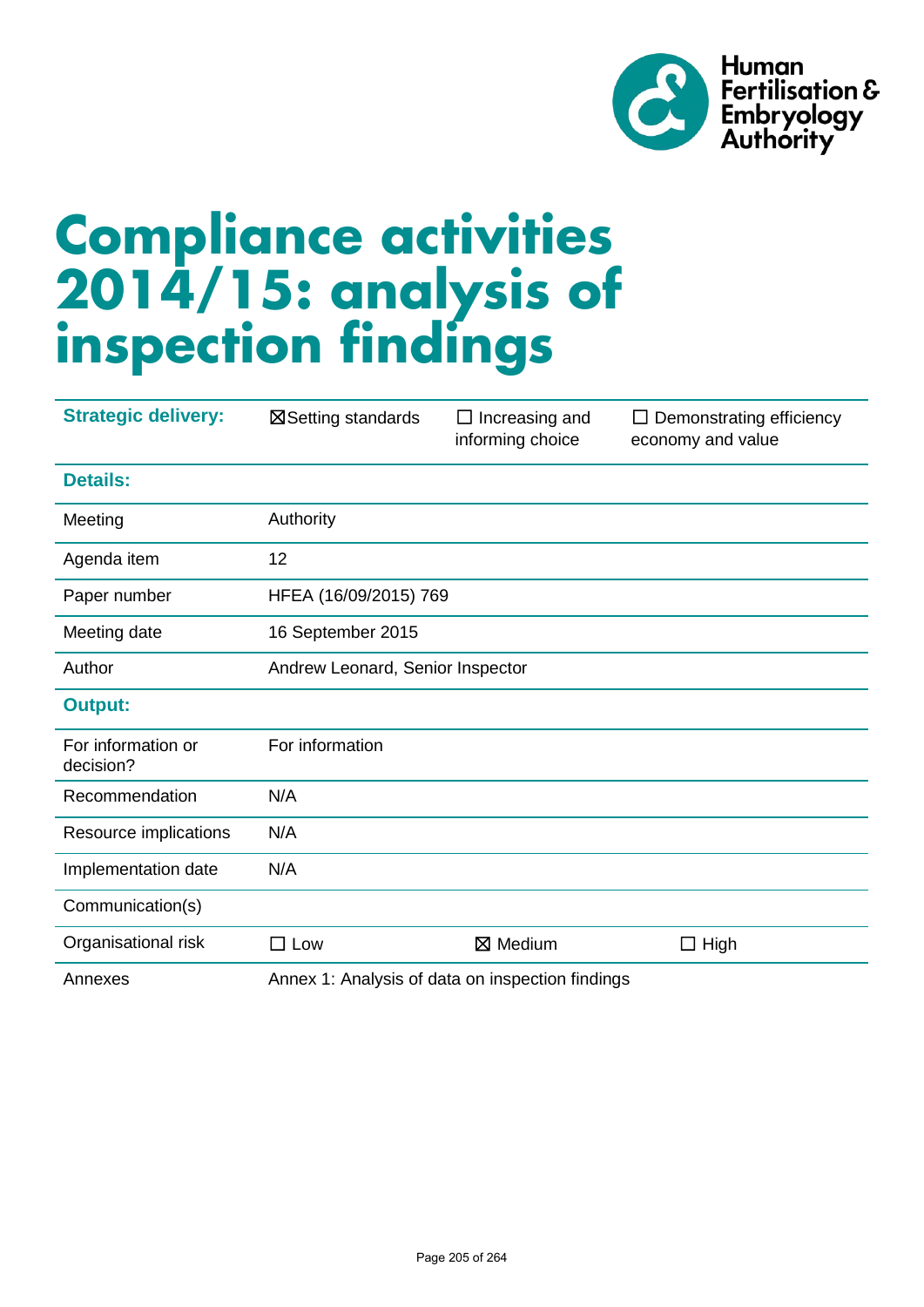Human Fertilisation & Embryology Authority

# Compliance activities 2014/15: analysis of inspection findings

| Strategic delivery: | ☒ Setting standards | ☐ Increasing and informing choice | ☐ Demonstrating efficiency economy and value |
|---|---|---|---|
| **Details:** | | | |
| Meeting | Authority | | |
| Agenda item | 12 | | |
| Paper number | HFEA (16/09/2015) 769 | | |
| Meeting date | 16 September 2015 | | |
| Author | Andrew Leonard, Senior Inspector | | |
| **Output:** | | | |
| For information or decision? | For information | | |
| Recommendation | N/A | | |
| Resource implications | N/A | | |
| Implementation date | N/A | | |
| Communication(s) | | | |
| Organisational risk | ☐ Low | ☒ Medium | ☐ High |
| Annexes | Annex 1: Analysis of data on inspection findings | | |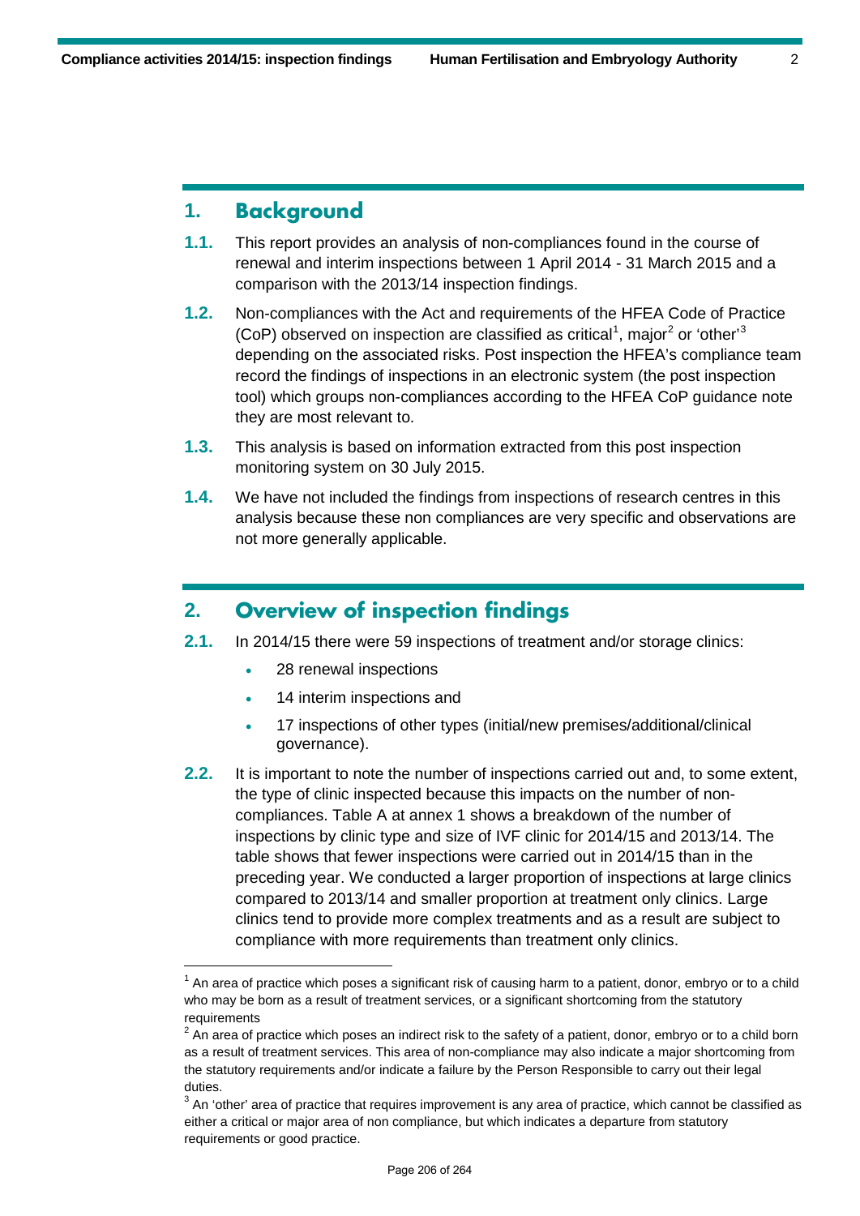## 1. Background

**1.1.** This report provides an analysis of non-compliances found in the course of renewal and interim inspections between 1 April 2014 - 31 March 2015 and a comparison with the 2013/14 inspection findings.

**1.2.** Non-compliances with the Act and requirements of the HFEA Code of Practice (CoP) observed on inspection are classified as critical[1], major[2] or 'other'[3] depending on the associated risks. Post inspection the HFEA's compliance team record the findings of inspections in an electronic system (the post inspection tool) which groups non-compliances according to the HFEA CoP guidance note they are most relevant to.

**1.3.** This analysis is based on information extracted from this post inspection monitoring system on 30 July 2015.

**1.4.** We have not included the findings from inspections of research centres in this analysis because these non compliances are very specific and observations are not more generally applicable.

## 2. Overview of inspection findings

**2.1.** In 2014/15 there were 59 inspections of treatment and/or storage clinics:

- 28 renewal inspections
- 14 interim inspections and
- 17 inspections of other types (initial/new premises/additional/clinical governance).

**2.2.** It is important to note the number of inspections carried out and, to some extent, the type of clinic inspected because this impacts on the number of non-compliances. Table A at annex 1 shows a breakdown of the number of inspections by clinic type and size of IVF clinic for 2014/15 and 2013/14. The table shows that fewer inspections were carried out in 2014/15 than in the preceding year. We conducted a larger proportion of inspections at large clinics compared to 2013/14 and smaller proportion at treatment only clinics. Large clinics tend to provide more complex treatments and as a result are subject to compliance with more requirements than treatment only clinics.

---

[1] An area of practice which poses a significant risk of causing harm to a patient, donor, embryo or to a child who may be born as a result of treatment services, or a significant shortcoming from the statutory requirements

[2] An area of practice which poses an indirect risk to the safety of a patient, donor, embryo or to a child born as a result of treatment services. This area of non-compliance may also indicate a major shortcoming from the statutory requirements and/or indicate a failure by the Person Responsible to carry out their legal duties.

[3] An 'other' area of practice that requires improvement is any area of practice, which cannot be classified as either a critical or major area of non compliance, but which indicates a departure from statutory requirements or good practice.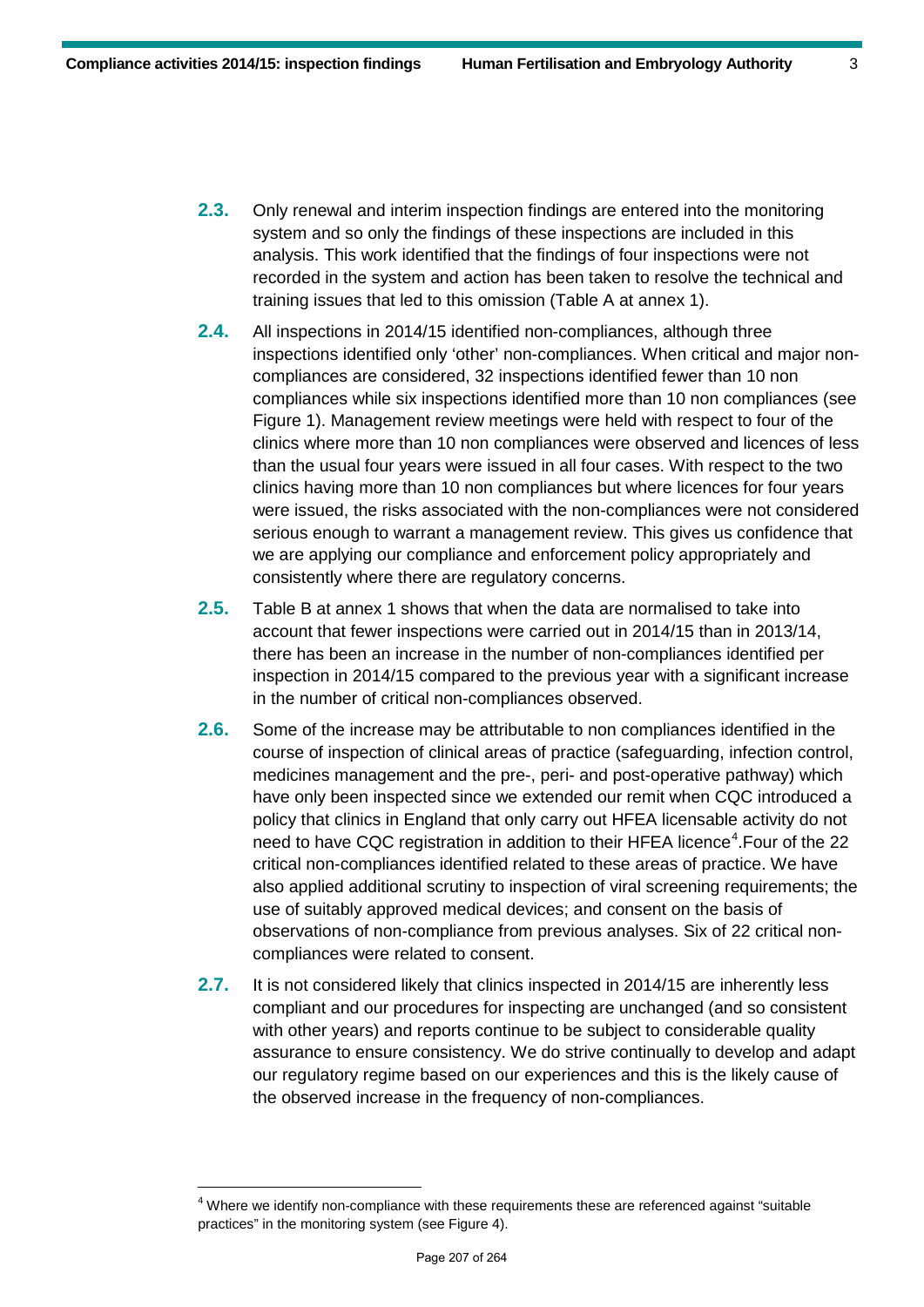**2.3.** Only renewal and interim inspection findings are entered into the monitoring system and so only the findings of these inspections are included in this analysis. This work identified that the findings of four inspections were not recorded in the system and action has been taken to resolve the technical and training issues that led to this omission (Table A at annex 1).

**2.4.** All inspections in 2014/15 identified non-compliances, although three inspections identified only 'other' non-compliances. When critical and major non-compliances are considered, 32 inspections identified fewer than 10 non compliances while six inspections identified more than 10 non compliances (see Figure 1). Management review meetings were held with respect to four of the clinics where more than 10 non compliances were observed and licences of less than the usual four years were issued in all four cases. With respect to the two clinics having more than 10 non compliances but where licences for four years were issued, the risks associated with the non-compliances were not considered serious enough to warrant a management review. This gives us confidence that we are applying our compliance and enforcement policy appropriately and consistently where there are regulatory concerns.

**2.5.** Table B at annex 1 shows that when the data are normalised to take into account that fewer inspections were carried out in 2014/15 than in 2013/14, there has been an increase in the number of non-compliances identified per inspection in 2014/15 compared to the previous year with a significant increase in the number of critical non-compliances observed.

**2.6.** Some of the increase may be attributable to non compliances identified in the course of inspection of clinical areas of practice (safeguarding, infection control, medicines management and the pre-, peri- and post-operative pathway) which have only been inspected since we extended our remit when CQC introduced a policy that clinics in England that only carry out HFEA licensable activity do not need to have CQC registration in addition to their HFEA licence[4].Four of the 22 critical non-compliances identified related to these areas of practice. We have also applied additional scrutiny to inspection of viral screening requirements; the use of suitably approved medical devices; and consent on the basis of observations of non-compliance from previous analyses. Six of 22 critical non-compliances were related to consent.

**2.7.** It is not considered likely that clinics inspected in 2014/15 are inherently less compliant and our procedures for inspecting are unchanged (and so consistent with other years) and reports continue to be subject to considerable quality assurance to ensure consistency. We do strive continually to develop and adapt our regulatory regime based on our experiences and this is the likely cause of the observed increase in the frequency of non-compliances.

---

[4] Where we identify non-compliance with these requirements these are referenced against "suitable practices" in the monitoring system (see Figure 4).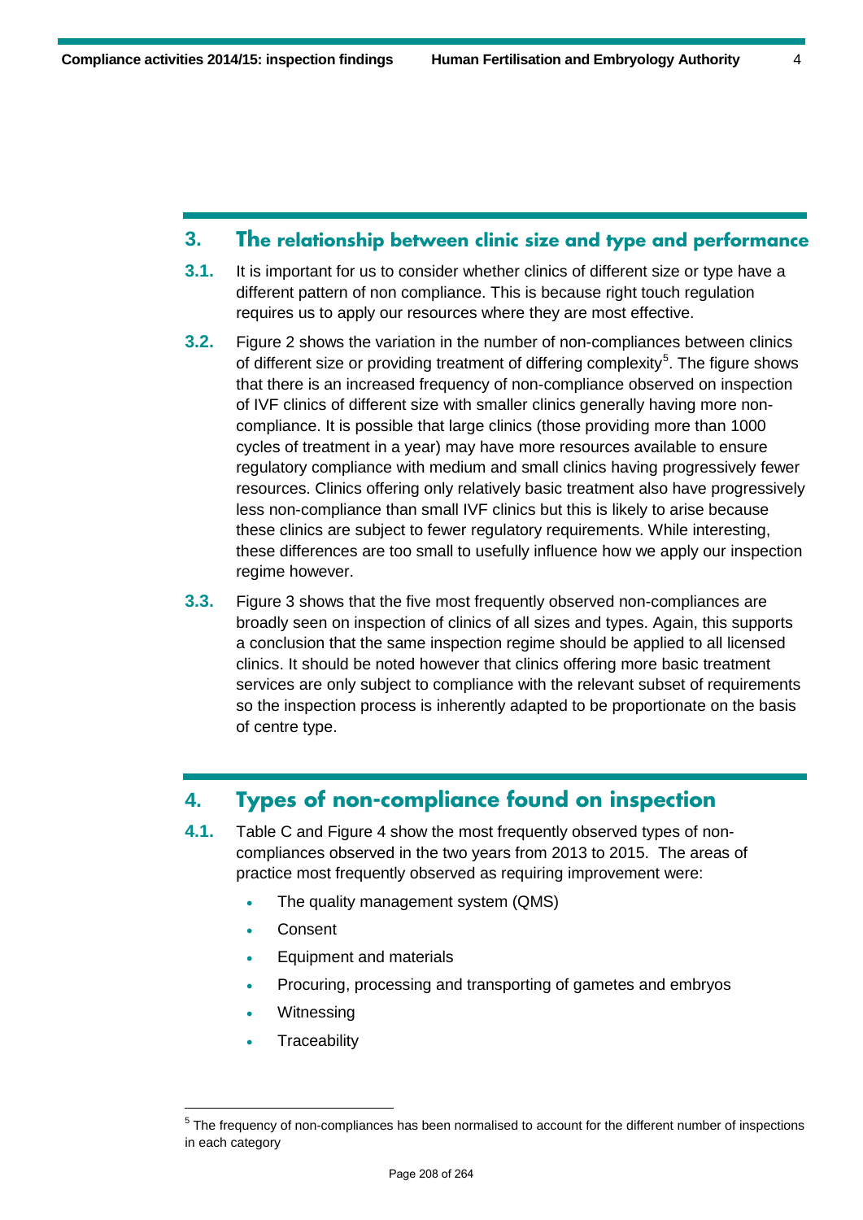## 3. The relationship between clinic size and type and performance

**3.1.** It is important for us to consider whether clinics of different size or type have a different pattern of non compliance. This is because right touch regulation requires us to apply our resources where they are most effective.

**3.2.** Figure 2 shows the variation in the number of non-compliances between clinics of different size or providing treatment of differing complexity[5]. The figure shows that there is an increased frequency of non-compliance observed on inspection of IVF clinics of different size with smaller clinics generally having more non-compliance. It is possible that large clinics (those providing more than 1000 cycles of treatment in a year) may have more resources available to ensure regulatory compliance with medium and small clinics having progressively fewer resources. Clinics offering only relatively basic treatment also have progressively less non-compliance than small IVF clinics but this is likely to arise because these clinics are subject to fewer regulatory requirements. While interesting, these differences are too small to usefully influence how we apply our inspection regime however.

**3.3.** Figure 3 shows that the five most frequently observed non-compliances are broadly seen on inspection of clinics of all sizes and types. Again, this supports a conclusion that the same inspection regime should be applied to all licensed clinics. It should be noted however that clinics offering more basic treatment services are only subject to compliance with the relevant subset of requirements so the inspection process is inherently adapted to be proportionate on the basis of centre type.

## 4. Types of non-compliance found on inspection

**4.1.** Table C and Figure 4 show the most frequently observed types of non-compliances observed in the two years from 2013 to 2015. The areas of practice most frequently observed as requiring improvement were:

- The quality management system (QMS)
- Consent
- Equipment and materials
- Procuring, processing and transporting of gametes and embryos
- Witnessing
- Traceability

[5] The frequency of non-compliances has been normalised to account for the different number of inspections in each category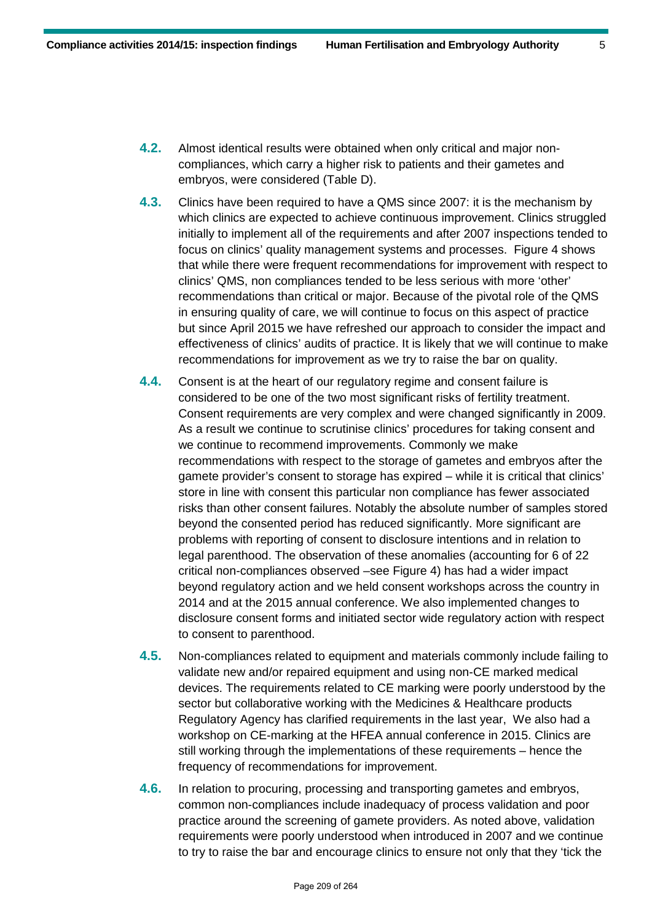**4.2.** Almost identical results were obtained when only critical and major non-compliances, which carry a higher risk to patients and their gametes and embryos, were considered (Table D).

**4.3.** Clinics have been required to have a QMS since 2007: it is the mechanism by which clinics are expected to achieve continuous improvement. Clinics struggled initially to implement all of the requirements and after 2007 inspections tended to focus on clinics' quality management systems and processes. Figure 4 shows that while there were frequent recommendations for improvement with respect to clinics' QMS, non compliances tended to be less serious with more 'other' recommendations than critical or major. Because of the pivotal role of the QMS in ensuring quality of care, we will continue to focus on this aspect of practice but since April 2015 we have refreshed our approach to consider the impact and effectiveness of clinics' audits of practice. It is likely that we will continue to make recommendations for improvement as we try to raise the bar on quality.

**4.4.** Consent is at the heart of our regulatory regime and consent failure is considered to be one of the two most significant risks of fertility treatment. Consent requirements are very complex and were changed significantly in 2009. As a result we continue to scrutinise clinics' procedures for taking consent and we continue to recommend improvements. Commonly we make recommendations with respect to the storage of gametes and embryos after the gamete provider's consent to storage has expired – while it is critical that clinics' store in line with consent this particular non compliance has fewer associated risks than other consent failures. Notably the absolute number of samples stored beyond the consented period has reduced significantly. More significant are problems with reporting of consent to disclosure intentions and in relation to legal parenthood. The observation of these anomalies (accounting for 6 of 22 critical non-compliances observed –see Figure 4) has had a wider impact beyond regulatory action and we held consent workshops across the country in 2014 and at the 2015 annual conference. We also implemented changes to disclosure consent forms and initiated sector wide regulatory action with respect to consent to parenthood.

**4.5.** Non-compliances related to equipment and materials commonly include failing to validate new and/or repaired equipment and using non-CE marked medical devices. The requirements related to CE marking were poorly understood by the sector but collaborative working with the Medicines & Healthcare products Regulatory Agency has clarified requirements in the last year, We also had a workshop on CE-marking at the HFEA annual conference in 2015. Clinics are still working through the implementations of these requirements – hence the frequency of recommendations for improvement.

**4.6.** In relation to procuring, processing and transporting gametes and embryos, common non-compliances include inadequacy of process validation and poor practice around the screening of gamete providers. As noted above, validation requirements were poorly understood when introduced in 2007 and we continue to try to raise the bar and encourage clinics to ensure not only that they 'tick the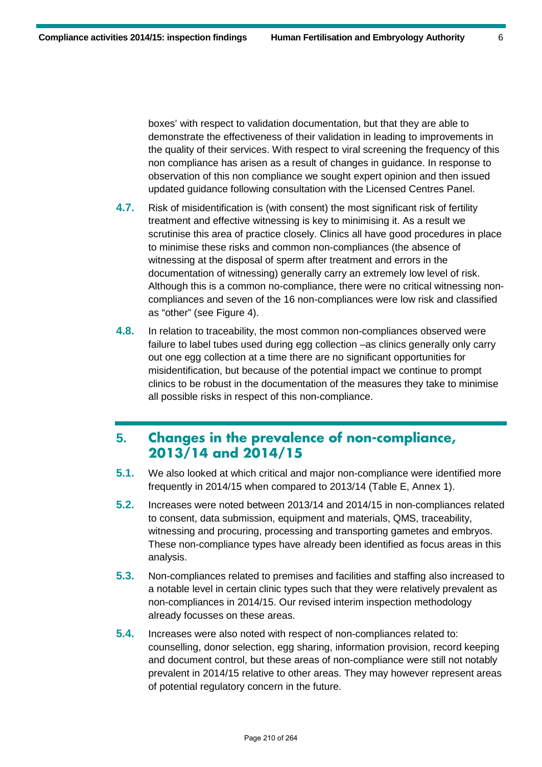boxes' with respect to validation documentation, but that they are able to demonstrate the effectiveness of their validation in leading to improvements in the quality of their services. With respect to viral screening the frequency of this non compliance has arisen as a result of changes in guidance. In response to observation of this non compliance we sought expert opinion and then issued updated guidance following consultation with the Licensed Centres Panel.

**4.7.** Risk of misidentification is (with consent) the most significant risk of fertility treatment and effective witnessing is key to minimising it. As a result we scrutinise this area of practice closely. Clinics all have good procedures in place to minimise these risks and common non-compliances (the absence of witnessing at the disposal of sperm after treatment and errors in the documentation of witnessing) generally carry an extremely low level of risk. Although this is a common no-compliance, there were no critical witnessing non-compliances and seven of the 16 non-compliances were low risk and classified as "other" (see Figure 4).

**4.8.** In relation to traceability, the most common non-compliances observed were failure to label tubes used during egg collection –as clinics generally only carry out one egg collection at a time there are no significant opportunities for misidentification, but because of the potential impact we continue to prompt clinics to be robust in the documentation of the measures they take to minimise all possible risks in respect of this non-compliance.

## 5. Changes in the prevalence of non-compliance, 2013/14 and 2014/15

**5.1.** We also looked at which critical and major non-compliance were identified more frequently in 2014/15 when compared to 2013/14 (Table E, Annex 1).

**5.2.** Increases were noted between 2013/14 and 2014/15 in non-compliances related to consent, data submission, equipment and materials, QMS, traceability, witnessing and procuring, processing and transporting gametes and embryos. These non-compliance types have already been identified as focus areas in this analysis.

**5.3.** Non-compliances related to premises and facilities and staffing also increased to a notable level in certain clinic types such that they were relatively prevalent as non-compliances in 2014/15. Our revised interim inspection methodology already focusses on these areas.

**5.4.** Increases were also noted with respect of non-compliances related to: counselling, donor selection, egg sharing, information provision, record keeping and document control, but these areas of non-compliance were still not notably prevalent in 2014/15 relative to other areas. They may however represent areas of potential regulatory concern in the future.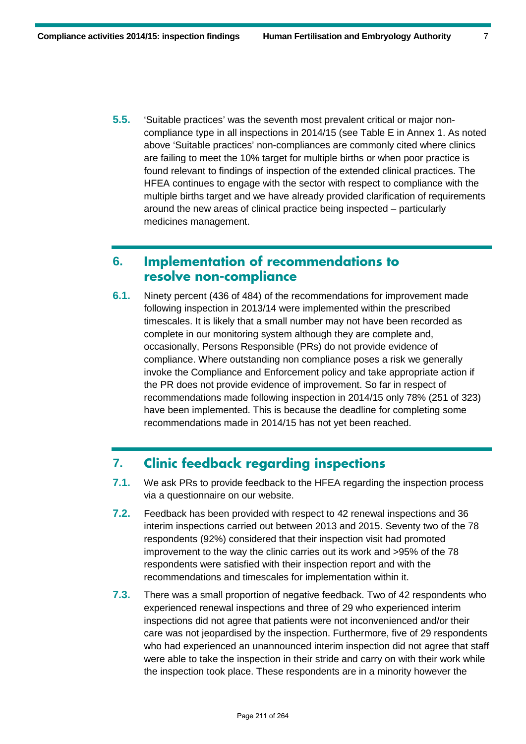5.5. 'Suitable practices' was the seventh most prevalent critical or major non-compliance type in all inspections in 2014/15 (see Table E in Annex 1. As noted above 'Suitable practices' non-compliances are commonly cited where clinics are failing to meet the 10% target for multiple births or when poor practice is found relevant to findings of inspection of the extended clinical practices. The HFEA continues to engage with the sector with respect to compliance with the multiple births target and we have already provided clarification of requirements around the new areas of clinical practice being inspected – particularly medicines management.

## 6. Implementation of recommendations to resolve non-compliance

6.1. Ninety percent (436 of 484) of the recommendations for improvement made following inspection in 2013/14 were implemented within the prescribed timescales. It is likely that a small number may not have been recorded as complete in our monitoring system although they are complete and, occasionally, Persons Responsible (PRs) do not provide evidence of compliance. Where outstanding non compliance poses a risk we generally invoke the Compliance and Enforcement policy and take appropriate action if the PR does not provide evidence of improvement. So far in respect of recommendations made following inspection in 2014/15 only 78% (251 of 323) have been implemented. This is because the deadline for completing some recommendations made in 2014/15 has not yet been reached.

## 7. Clinic feedback regarding inspections

7.1. We ask PRs to provide feedback to the HFEA regarding the inspection process via a questionnaire on our website.

7.2. Feedback has been provided with respect to 42 renewal inspections and 36 interim inspections carried out between 2013 and 2015. Seventy two of the 78 respondents (92%) considered that their inspection visit had promoted improvement to the way the clinic carries out its work and >95% of the 78 respondents were satisfied with their inspection report and with the recommendations and timescales for implementation within it.

7.3. There was a small proportion of negative feedback. Two of 42 respondents who experienced renewal inspections and three of 29 who experienced interim inspections did not agree that patients were not inconvenienced and/or their care was not jeopardised by the inspection. Furthermore, five of 29 respondents who had experienced an unannounced interim inspection did not agree that staff were able to take the inspection in their stride and carry on with their work while the inspection took place. These respondents are in a minority however the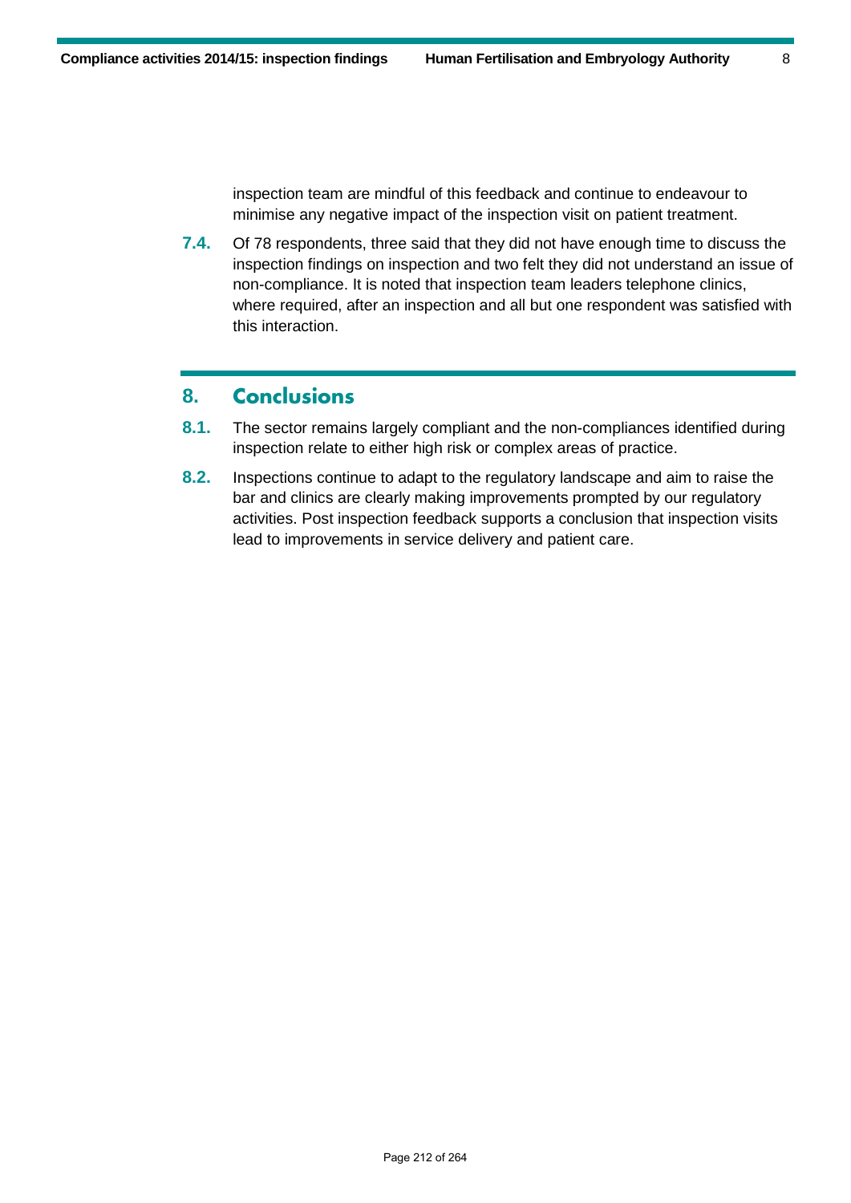inspection team are mindful of this feedback and continue to endeavour to minimise any negative impact of the inspection visit on patient treatment.

**7.4.** Of 78 respondents, three said that they did not have enough time to discuss the inspection findings on inspection and two felt they did not understand an issue of non-compliance. It is noted that inspection team leaders telephone clinics, where required, after an inspection and all but one respondent was satisfied with this interaction.

## 8. Conclusions

**8.1.** The sector remains largely compliant and the non-compliances identified during inspection relate to either high risk or complex areas of practice.

**8.2.** Inspections continue to adapt to the regulatory landscape and aim to raise the bar and clinics are clearly making improvements prompted by our regulatory activities. Post inspection feedback supports a conclusion that inspection visits lead to improvements in service delivery and patient care.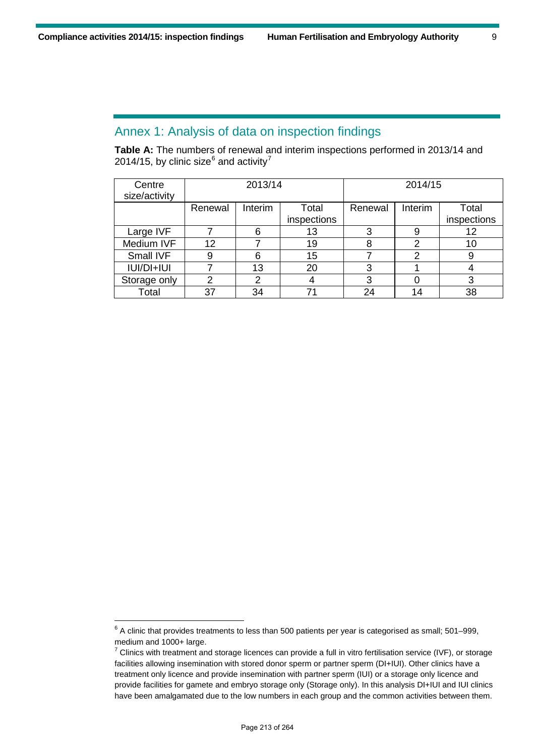## Annex 1: Analysis of data on inspection findings

**Table A:** The numbers of renewal and interim inspections performed in 2013/14 and 2014/15, by clinic size[6] and activity[7]

| Centre size/activity | 2013/14 | | | 2014/15 | | |
|---|---|---|---|---|---|---|
| | Renewal | Interim | Total inspections | Renewal | Interim | Total inspections |
| Large IVF | 7 | 6 | 13 | 3 | 9 | 12 |
| Medium IVF | 12 | 7 | 19 | 8 | 2 | 10 |
| Small IVF | 9 | 6 | 15 | 7 | 2 | 9 |
| IUI/DI+IUI | 7 | 13 | 20 | 3 | 1 | 4 |
| Storage only | 2 | 2 | 4 | 3 | 0 | 3 |
| Total | 37 | 34 | 71 | 24 | 14 | 38 |

[6] A clinic that provides treatments to less than 500 patients per year is categorised as small; 501–999, medium and 1000+ large.

[7] Clinics with treatment and storage licences can provide a full in vitro fertilisation service (IVF), or storage facilities allowing insemination with stored donor sperm or partner sperm (DI+IUI). Other clinics have a treatment only licence and provide insemination with partner sperm (IUI) or a storage only licence and provide facilities for gamete and embryo storage only (Storage only). In this analysis DI+IUI and IUI clinics have been amalgamated due to the low numbers in each group and the common activities between them.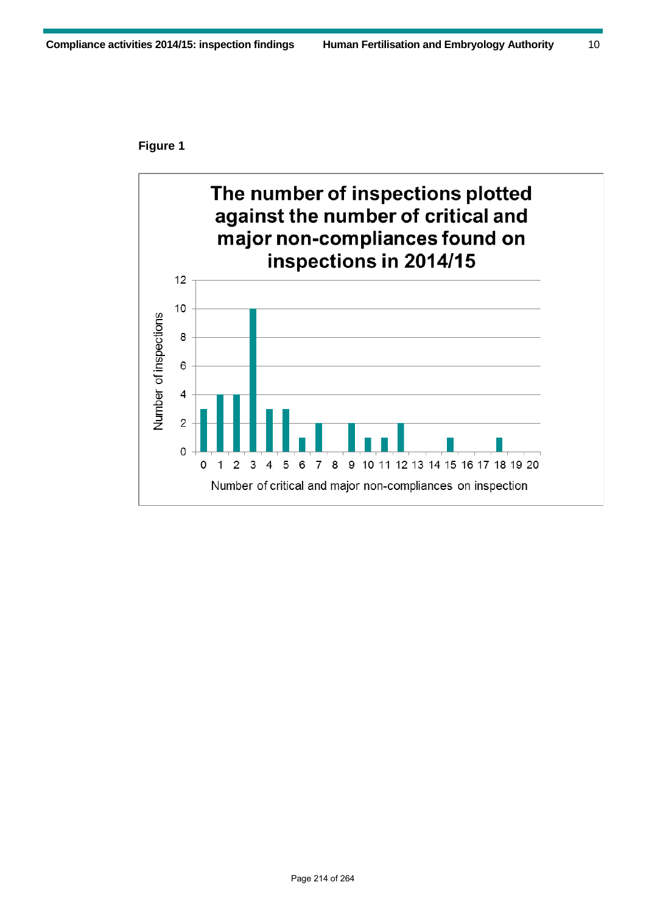**Figure 1**

**The number of inspections plotted against the number of critical and major non-compliances found on inspections in 2014/15**

| Number of critical and major non-compliances on inspection | Number of inspections |
|---|---|
| 0 | 3 |
| 1 | 4 |
| 2 | 4 |
| 3 | 10 |
| 4 | 3 |
| 5 | 3 |
| 6 | 1 |
| 7 | 2 |
| 8 | 0 |
| 9 | 2 |
| 10 | 1 |
| 11 | 1 |
| 12 | 2 |
| 13 | 0 |
| 14 | 0 |
| 15 | 1 |
| 16 | 0 |
| 17 | 0 |
| 18 | 1 |
| 19 | 0 |
| 20 | 0 |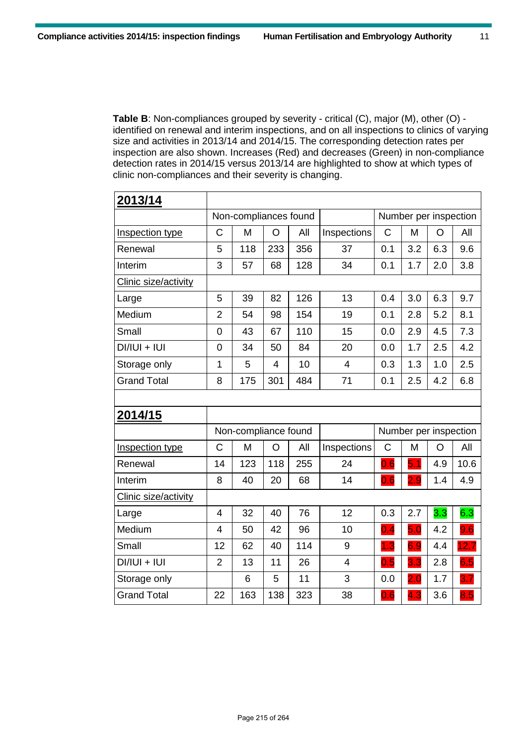**Table B**: Non-compliances grouped by severity - critical (C), major (M), other (O) - identified on renewal and interim inspections, and on all inspections to clinics of varying size and activities in 2013/14 and 2014/15. The corresponding detection rates per inspection are also shown. Increases (Red) and decreases (Green) in non-compliance detection rates in 2014/15 versus 2013/14 are highlighted to show at which types of clinic non-compliances and their severity is changing.

| **2013/14** | | | | | | | | | |
|---|---|---|---|---|---|---|---|---|---|
| | Non-compliances found | | | | | Number per inspection | | | |
| Inspection type | C | M | O | All | Inspections | C | M | O | All |
| Renewal | 5 | 118 | 233 | 356 | 37 | 0.1 | 3.2 | 6.3 | 9.6 |
| Interim | 3 | 57 | 68 | 128 | 34 | 0.1 | 1.7 | 2.0 | 3.8 |
| Clinic size/activity | | | | | | | | | |
| Large | 5 | 39 | 82 | 126 | 13 | 0.4 | 3.0 | 6.3 | 9.7 |
| Medium | 2 | 54 | 98 | 154 | 19 | 0.1 | 2.8 | 5.2 | 8.1 |
| Small | 0 | 43 | 67 | 110 | 15 | 0.0 | 2.9 | 4.5 | 7.3 |
| DI/IUI + IUI | 0 | 34 | 50 | 84 | 20 | 0.0 | 1.7 | 2.5 | 4.2 |
| Storage only | 1 | 5 | 4 | 10 | 4 | 0.3 | 1.3 | 1.0 | 2.5 |
| Grand Total | 8 | 175 | 301 | 484 | 71 | 0.1 | 2.5 | 4.2 | 6.8 |
| | | | | | | | | | |
| **2014/15** | | | | | | | | | |
| | Non-compliance found | | | | | Number per inspection | | | |
| Inspection type | C | M | O | All | Inspections | C | M | O | All |
| Renewal | 14 | 123 | 118 | 255 | 24 | 0.6 | 5.1 | 4.9 | 10.6 |
| Interim | 8 | 40 | 20 | 68 | 14 | 0.6 | 2.9 | 1.4 | 4.9 |
| Clinic size/activity | | | | | | | | | |
| Large | 4 | 32 | 40 | 76 | 12 | 0.3 | 2.7 | 3.3 | 6.3 |
| Medium | 4 | 50 | 42 | 96 | 10 | 0.4 | 5.0 | 4.2 | 9.6 |
| Small | 12 | 62 | 40 | 114 | 9 | 1.3 | 6.9 | 4.4 | 12.7 |
| DI/IUI + IUI | 2 | 13 | 11 | 26 | 4 | 0.5 | 3.3 | 2.8 | 6.5 |
| Storage only | | 6 | 5 | 11 | 3 | 0.0 | 2.0 | 1.7 | 3.7 |
| Grand Total | 22 | 163 | 138 | 323 | 38 | 0.6 | 4.3 | 3.6 | 8.5 |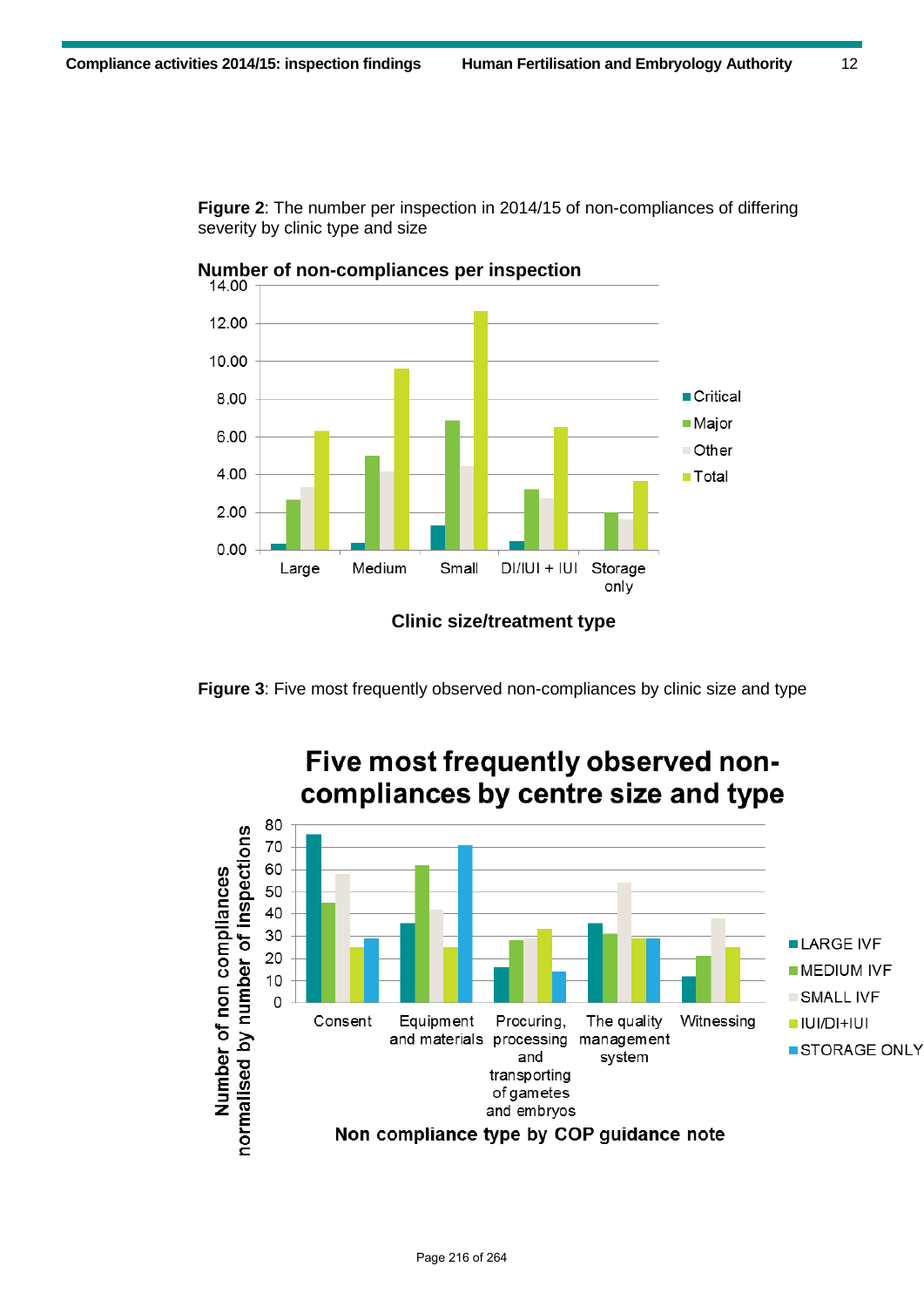**Figure 2**: The number per inspection in 2014/15 of non-compliances of differing severity by clinic type and size

**Number of non-compliances per inspection**

14.00
12.00
10.00
8.00
6.00
4.00
2.00
0.00

Large | Medium | Small | DI/IUI + IUI | Storage only

Critical
Major
Other
Total

**Clinic size/treatment type**

**Figure 3**: Five most frequently observed non-compliances by clinic size and type

**Five most frequently observed non-compliances by centre size and type**

Number of non compliances normalised by number of inspections

80
70
60
50
40
30
20
10
0

Consent | Equipment and materials | Procuring, processing and transporting of gametes and embryos | The quality management system | Witnessing

LARGE IVF
MEDIUM IVF
SMALL IVF
IUI/DI+IUI
STORAGE ONLY

**Non compliance type by COP guidance note**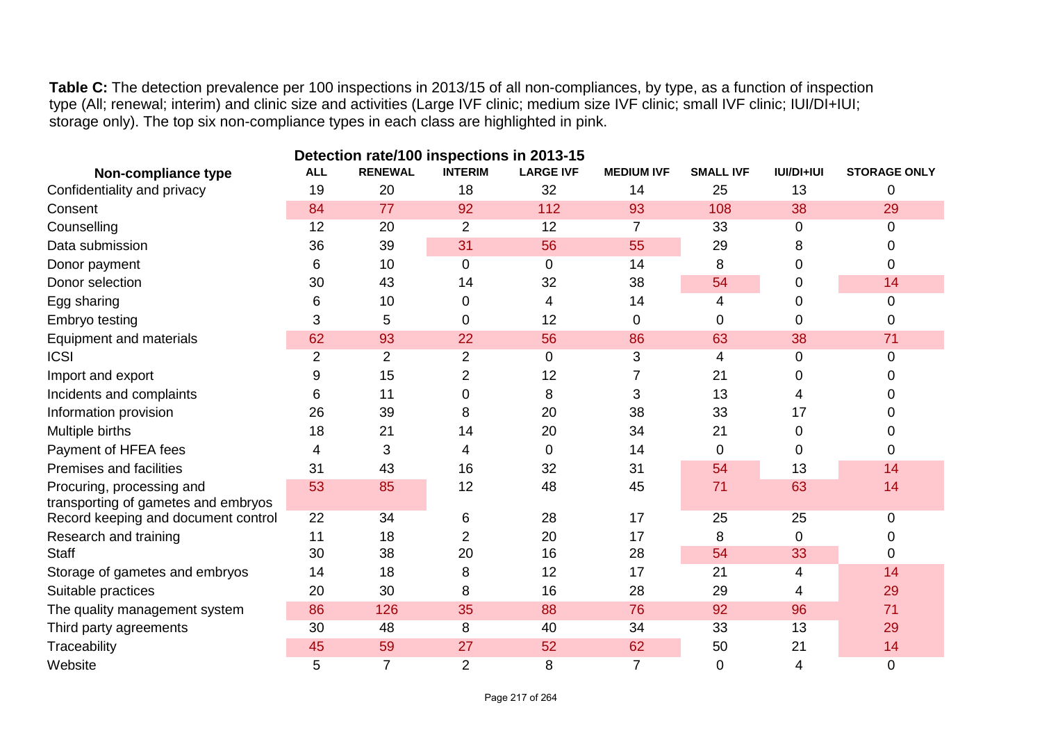**Table C:** The detection prevalence per 100 inspections in 2013/15 of all non-compliances, by type, as a function of inspection type (All; renewal; interim) and clinic size and activities (Large IVF clinic; medium size IVF clinic; small IVF clinic; IUI/DI+IUI; storage only). The top six non-compliance types in each class are highlighted in pink.

| Non-compliance type | Detection rate/100 inspections in 2013-15 | | | | | | | |
|---|---|---|---|---|---|---|---|---|
| | ALL | RENEWAL | INTERIM | LARGE IVF | MEDIUM IVF | SMALL IVF | IUI/DI+IUI | STORAGE ONLY |
| Confidentiality and privacy | 19 | 20 | 18 | 32 | 14 | 25 | 13 | 0 |
| Consent | 84 | 77 | 92 | 112 | 93 | 108 | 38 | 29 |
| Counselling | 12 | 20 | 2 | 12 | 7 | 33 | 0 | 0 |
| Data submission | 36 | 39 | 31 | 56 | 55 | 29 | 8 | 0 |
| Donor payment | 6 | 10 | 0 | 0 | 14 | 8 | 0 | 0 |
| Donor selection | 30 | 43 | 14 | 32 | 38 | 54 | 0 | 14 |
| Egg sharing | 6 | 10 | 0 | 4 | 14 | 4 | 0 | 0 |
| Embryo testing | 3 | 5 | 0 | 12 | 0 | 0 | 0 | 0 |
| Equipment and materials | 62 | 93 | 22 | 56 | 86 | 63 | 38 | 71 |
| ICSI | 2 | 2 | 2 | 0 | 3 | 4 | 0 | 0 |
| Import and export | 9 | 15 | 2 | 12 | 7 | 21 | 0 | 0 |
| Incidents and complaints | 6 | 11 | 0 | 8 | 3 | 13 | 4 | 0 |
| Information provision | 26 | 39 | 8 | 20 | 38 | 33 | 17 | 0 |
| Multiple births | 18 | 21 | 14 | 20 | 34 | 21 | 0 | 0 |
| Payment of HFEA fees | 4 | 3 | 4 | 0 | 14 | 0 | 0 | 0 |
| Premises and facilities | 31 | 43 | 16 | 32 | 31 | 54 | 13 | 14 |
| Procuring, processing and transporting of gametes and embryos | 53 | 85 | 12 | 48 | 45 | 71 | 63 | 14 |
| Record keeping and document control | 22 | 34 | 6 | 28 | 17 | 25 | 25 | 0 |
| Research and training | 11 | 18 | 2 | 20 | 17 | 8 | 0 | 0 |
| Staff | 30 | 38 | 20 | 16 | 28 | 54 | 33 | 0 |
| Storage of gametes and embryos | 14 | 18 | 8 | 12 | 17 | 21 | 4 | 14 |
| Suitable practices | 20 | 30 | 8 | 16 | 28 | 29 | 4 | 29 |
| The quality management system | 86 | 126 | 35 | 88 | 76 | 92 | 96 | 71 |
| Third party agreements | 30 | 48 | 8 | 40 | 34 | 33 | 13 | 29 |
| Traceability | 45 | 59 | 27 | 52 | 62 | 50 | 21 | 14 |
| Website | 5 | 7 | 2 | 8 | 7 | 0 | 4 | 0 |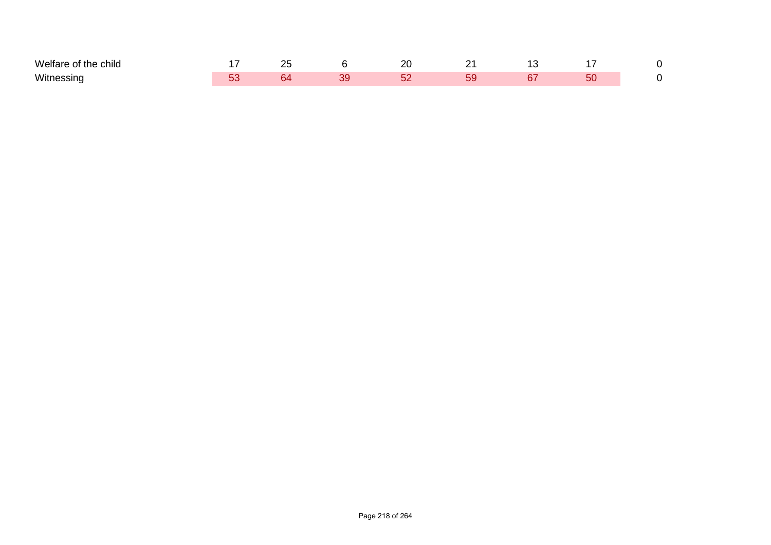| | | | | | | | | |
|---|---|---|---|---|---|---|---|---|
| Welfare of the child | 17 | 25 | 6 | 20 | 21 | 13 | 17 | 0 |
| Witnessing | 53 | 64 | 39 | 52 | 59 | 67 | 50 | 0 |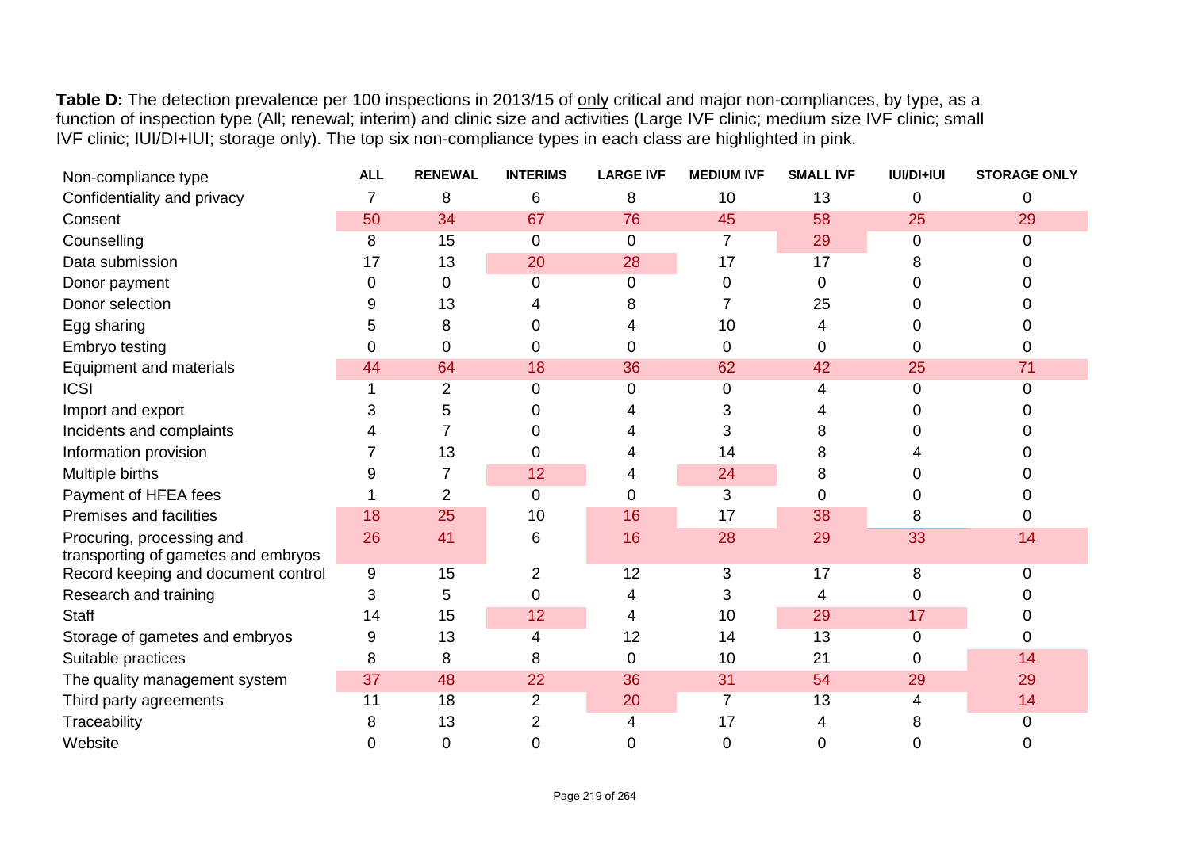**Table D:** The detection prevalence per 100 inspections in 2013/15 of <u>only</u> critical and major non-compliances, by type, as a function of inspection type (All; renewal; interim) and clinic size and activities (Large IVF clinic; medium size IVF clinic; small IVF clinic; IUI/DI+IUI; storage only). The top six non-compliance types in each class are highlighted in pink.

| Non-compliance type | ALL | RENEWAL | INTERIMS | LARGE IVF | MEDIUM IVF | SMALL IVF | IUI/DI+IUI | STORAGE ONLY |
|---|---|---|---|---|---|---|---|---|
| Confidentiality and privacy | 7 | 8 | 6 | 8 | 10 | 13 | 0 | 0 |
| Consent | 50 | 34 | 67 | 76 | 45 | 58 | 25 | 29 |
| Counselling | 8 | 15 | 0 | 0 | 7 | 29 | 0 | 0 |
| Data submission | 17 | 13 | 20 | 28 | 17 | 17 | 8 | 0 |
| Donor payment | 0 | 0 | 0 | 0 | 0 | 0 | 0 | 0 |
| Donor selection | 9 | 13 | 4 | 8 | 7 | 25 | 0 | 0 |
| Egg sharing | 5 | 8 | 0 | 4 | 10 | 4 | 0 | 0 |
| Embryo testing | 0 | 0 | 0 | 0 | 0 | 0 | 0 | 0 |
| Equipment and materials | 44 | 64 | 18 | 36 | 62 | 42 | 25 | 71 |
| ICSI | 1 | 2 | 0 | 0 | 0 | 4 | 0 | 0 |
| Import and export | 3 | 5 | 0 | 4 | 3 | 4 | 0 | 0 |
| Incidents and complaints | 4 | 7 | 0 | 4 | 3 | 8 | 0 | 0 |
| Information provision | 7 | 13 | 0 | 4 | 14 | 8 | 4 | 0 |
| Multiple births | 9 | 7 | 12 | 4 | 24 | 8 | 0 | 0 |
| Payment of HFEA fees | 1 | 2 | 0 | 0 | 3 | 0 | 0 | 0 |
| Premises and facilities | 18 | 25 | 10 | 16 | 17 | 38 | 8 | 0 |
| Procuring, processing and transporting of gametes and embryos | 26 | 41 | 6 | 16 | 28 | 29 | 33 | 14 |
| Record keeping and document control | 9 | 15 | 2 | 12 | 3 | 17 | 8 | 0 |
| Research and training | 3 | 5 | 0 | 4 | 3 | 4 | 0 | 0 |
| Staff | 14 | 15 | 12 | 4 | 10 | 29 | 17 | 0 |
| Storage of gametes and embryos | 9 | 13 | 4 | 12 | 14 | 13 | 0 | 0 |
| Suitable practices | 8 | 8 | 8 | 0 | 10 | 21 | 0 | 14 |
| The quality management system | 37 | 48 | 22 | 36 | 31 | 54 | 29 | 29 |
| Third party agreements | 11 | 18 | 2 | 20 | 7 | 13 | 4 | 14 |
| Traceability | 8 | 13 | 2 | 4 | 17 | 4 | 8 | 0 |
| Website | 0 | 0 | 0 | 0 | 0 | 0 | 0 | 0 |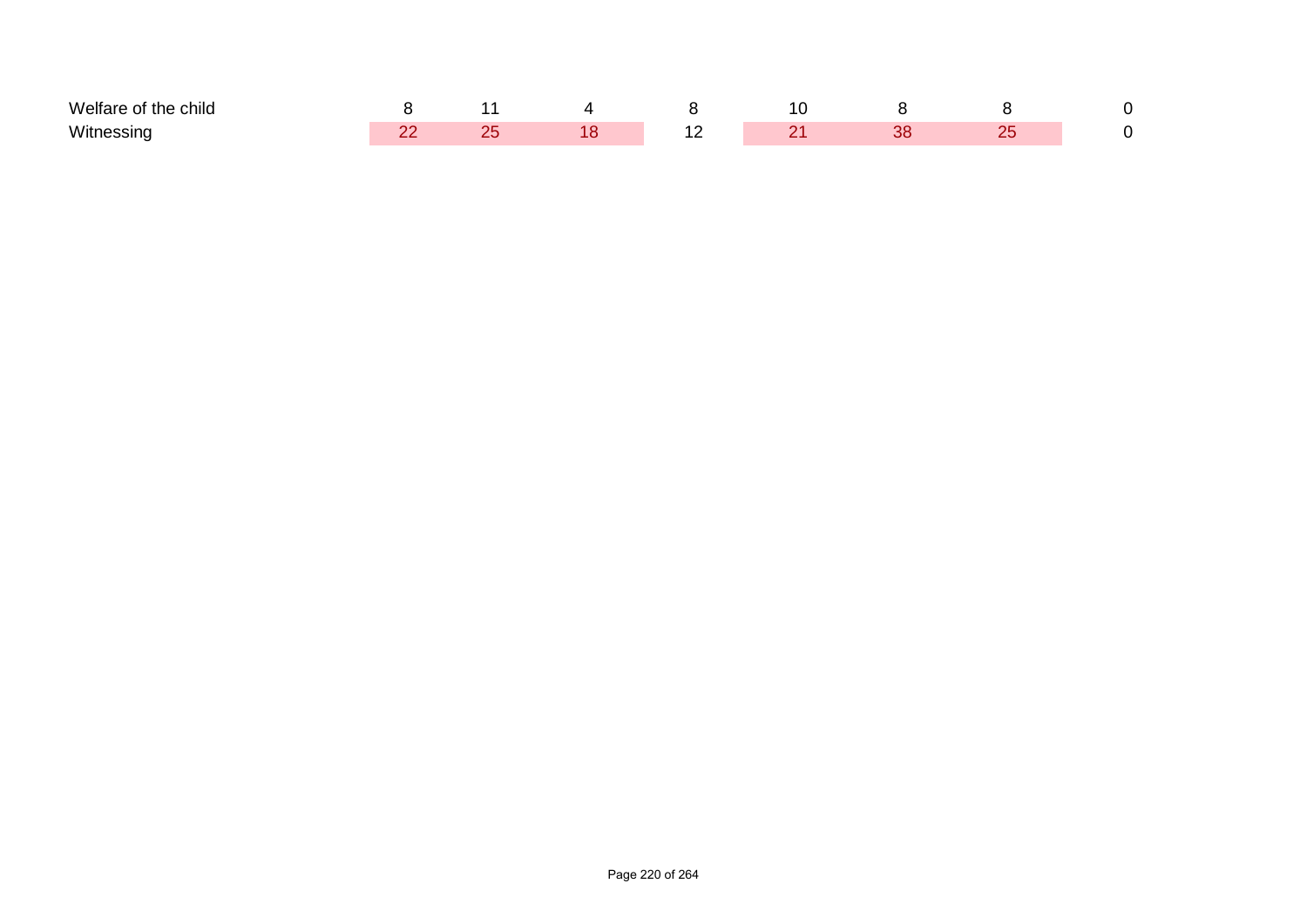| | | | | | | | | |
|---|---|---|---|---|---|---|---|---|
| Welfare of the child | 8 | 11 | 4 | 8 | 10 | 8 | 8 | 0 |
| Witnessing | 22 | 25 | 18 | 12 | 21 | 38 | 25 | 0 |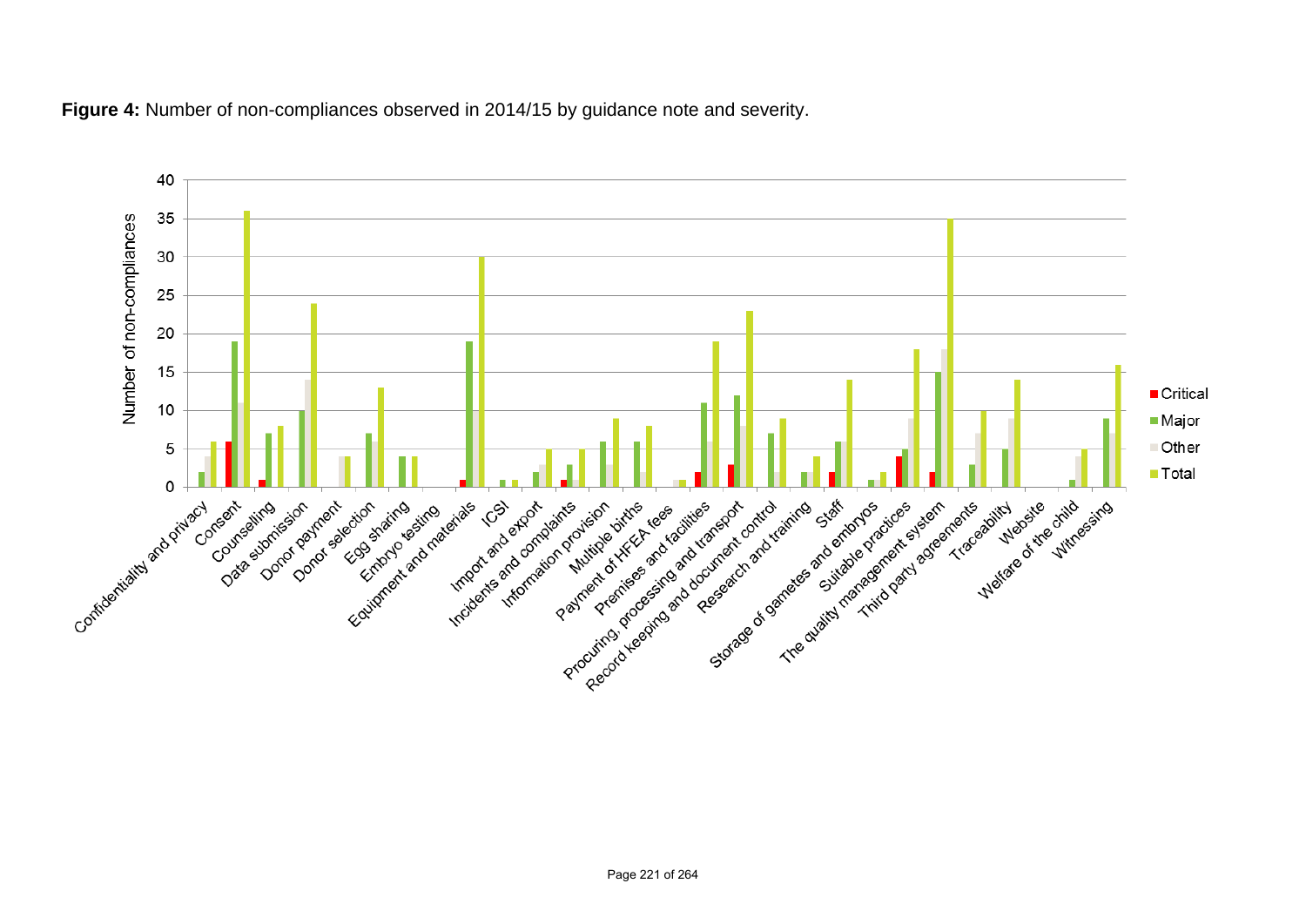**Figure 4:** Number of non-compliances observed in 2014/15 by guidance note and severity.

| Guidance note | Critical | Major | Other | Total |
|---|---|---|---|---|
| Confidentiality and privacy | 0 | 2 | 4 | 6 |
| Consent | 6 | 19 | 11 | 36 |
| Counselling | 1 | 7 | 0 | 8 |
| Data submission | 0 | 10 | 14 | 24 |
| Donor payment | 0 | 0 | 4 | 4 |
| Donor selection | 0 | 7 | 6 | 13 |
| Egg sharing | 0 | 4 | 0 | 4 |
| Embryo testing | 0 | 0 | 0 | 0 |
| Equipment and materials | 1 | 19 | 10 | 30 |
| ICSI | 0 | 1 | 0 | 1 |
| Import and export | 0 | 2 | 3 | 5 |
| Incidents and complaints | 1 | 3 | 1 | 5 |
| Information provision | 0 | 6 | 3 | 9 |
| Multiple births | 0 | 6 | 2 | 8 |
| Payment of HFEA fees | 0 | 0 | 1 | 1 |
| Premises and facilities | 2 | 11 | 6 | 19 |
| Procuring, processing and transport | 3 | 12 | 8 | 23 |
| Record keeping and document control | 0 | 7 | 2 | 9 |
| Research and training | 0 | 2 | 2 | 4 |
| Staff | 2 | 6 | 6 | 14 |
| Storage of gametes and embryos | 0 | 1 | 1 | 2 |
| Suitable practices | 4 | 5 | 9 | 18 |
| The quality management system | 2 | 15 | 18 | 35 |
| Third party agreements | 0 | 3 | 7 | 10 |
| Traceability | 0 | 5 | 9 | 14 |
| Website | 0 | 0 | 0 | 0 |
| Welfare of the child | 0 | 1 | 4 | 5 |
| Witnessing | 0 | 9 | 7 | 16 |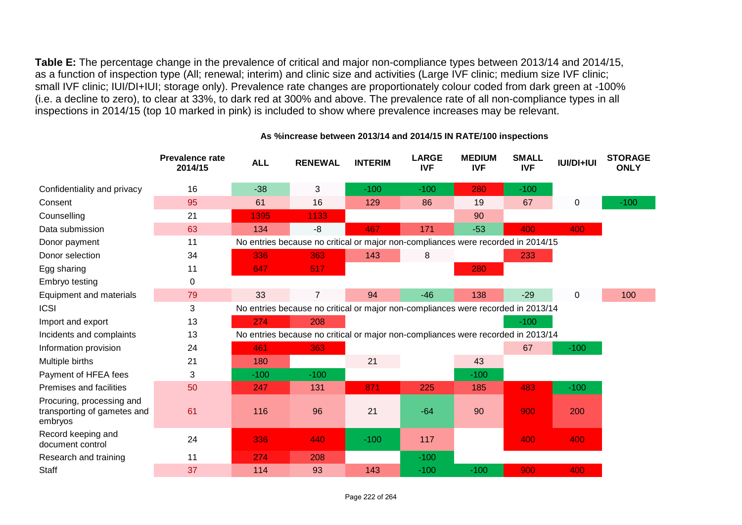**Table E:** The percentage change in the prevalence of critical and major non-compliance types between 2013/14 and 2014/15, as a function of inspection type (All; renewal; interim) and clinic size and activities (Large IVF clinic; medium size IVF clinic; small IVF clinic; IUI/DI+IUI; storage only). Prevalence rate changes are proportionately colour coded from dark green at -100% (i.e. a decline to zero), to clear at 33%, to dark red at 300% and above. The prevalence rate of all non-compliance types in all inspections in 2014/15 (top 10 marked in pink) is included to show where prevalence increases may be relevant.

**As %increase between 2013/14 and 2014/15 IN RATE/100 inspections**

| | Prevalence rate 2014/15 | ALL | RENEWAL | INTERIM | LARGE IVF | MEDIUM IVF | SMALL IVF | IUI/DI+IUI | STORAGE ONLY |
|---|---|---|---|---|---|---|---|---|---|
| Confidentiality and privacy | 16 | -38 | 3 | -100 | -100 | 280 | -100 | | |
| Consent | 95 | 61 | 16 | 129 | 86 | 19 | 67 | 0 | -100 |
| Counselling | 21 | 1395 | 1133 | | | 90 | | | |
| Data submission | 63 | 134 | -8 | 467 | 171 | -53 | 400 | 400 | |
| Donor payment | 11 | No entries because no critical or major non-compliances were recorded in 2014/15 | | | | | | | |
| Donor selection | 34 | 336 | 363 | 143 | 8 | | 233 | | |
| Egg sharing | 11 | 647 | 517 | | | 280 | | | |
| Embryo testing | 0 | | | | | | | | |
| Equipment and materials | 79 | 33 | 7 | 94 | -46 | 138 | -29 | 0 | 100 |
| ICSI | 3 | No entries because no critical or major non-compliances were recorded in 2013/14 | | | | | | | |
| Import and export | 13 | 274 | 208 | | | | -100 | | |
| Incidents and complaints | 13 | No entries because no critical or major non-compliances were recorded in 2013/14 | | | | | | | |
| Information provision | 24 | 461 | 363 | | | | 67 | -100 | |
| Multiple births | 21 | 180 | | 21 | | 43 | | | |
| Payment of HFEA fees | 3 | -100 | -100 | | | -100 | | | |
| Premises and facilities | 50 | 247 | 131 | 871 | 225 | 185 | 483 | -100 | |
| Procuring, processing and transporting of gametes and embryos | 61 | 116 | 96 | 21 | -64 | 90 | 900 | 200 | |
| Record keeping and document control | 24 | 336 | 440 | -100 | 117 | | 400 | 400 | |
| Research and training | 11 | 274 | 208 | | -100 | | | | |
| Staff | 37 | 114 | 93 | 143 | -100 | -100 | 900 | 400 | |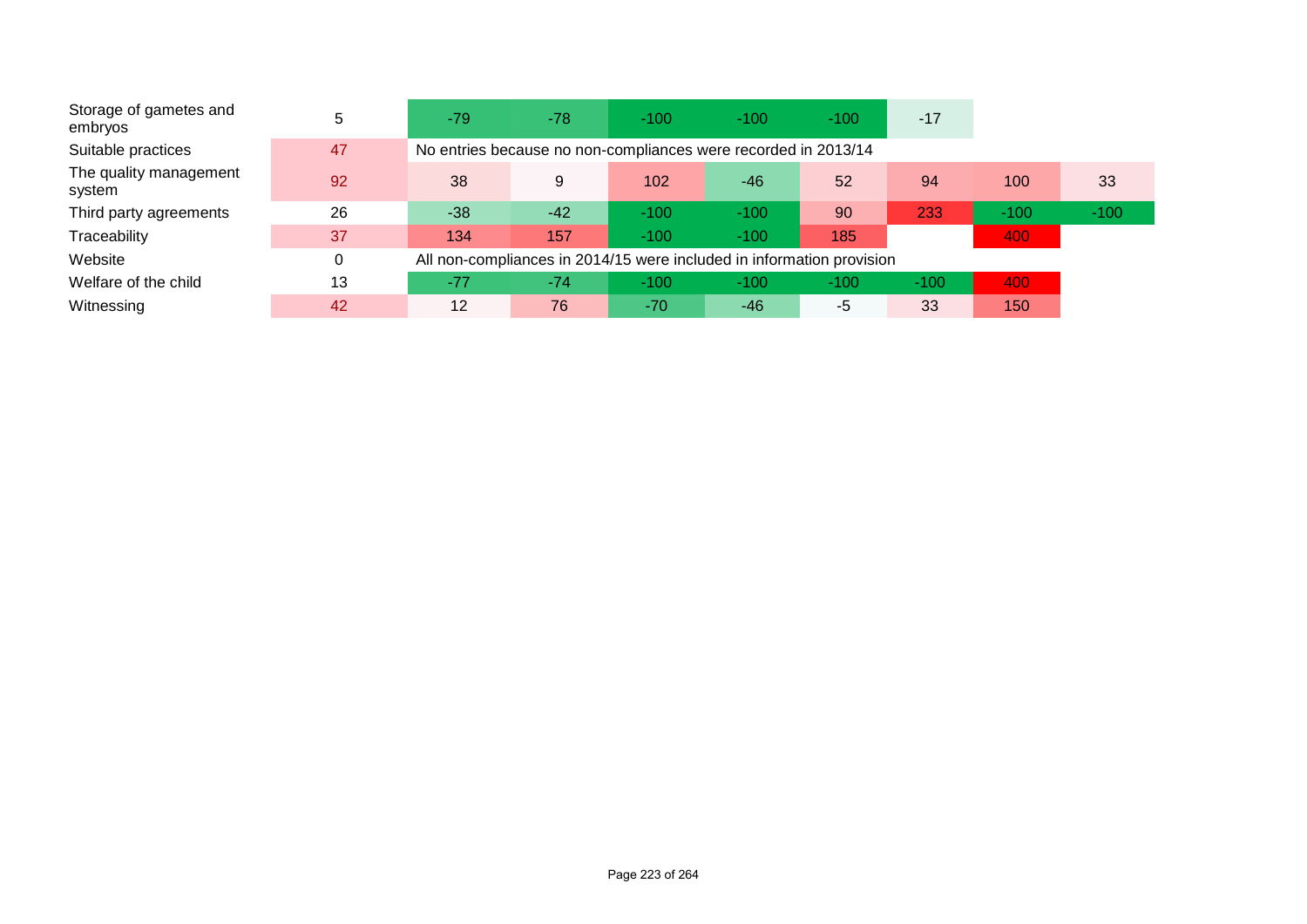| | | | | | | | | | |
|---|---|---|---|---|---|---|---|---|---|
| Storage of gametes and embryos | 5 | -79 | -78 | -100 | -100 | -100 | -17 | | |
| Suitable practices | 47 | No entries because no non-compliances were recorded in 2013/14 | | | | | | | |
| The quality management system | 92 | 38 | 9 | 102 | -46 | 52 | 94 | 100 | 33 |
| Third party agreements | 26 | -38 | -42 | -100 | -100 | 90 | 233 | -100 | -100 |
| Traceability | 37 | 134 | 157 | -100 | -100 | 185 | | 400 | |
| Website | 0 | All non-compliances in 2014/15 were included in information provision | | | | | | | |
| Welfare of the child | 13 | -77 | -74 | -100 | -100 | -100 | -100 | 400 | |
| Witnessing | 42 | 12 | 76 | -70 | -46 | -5 | 33 | 150 | |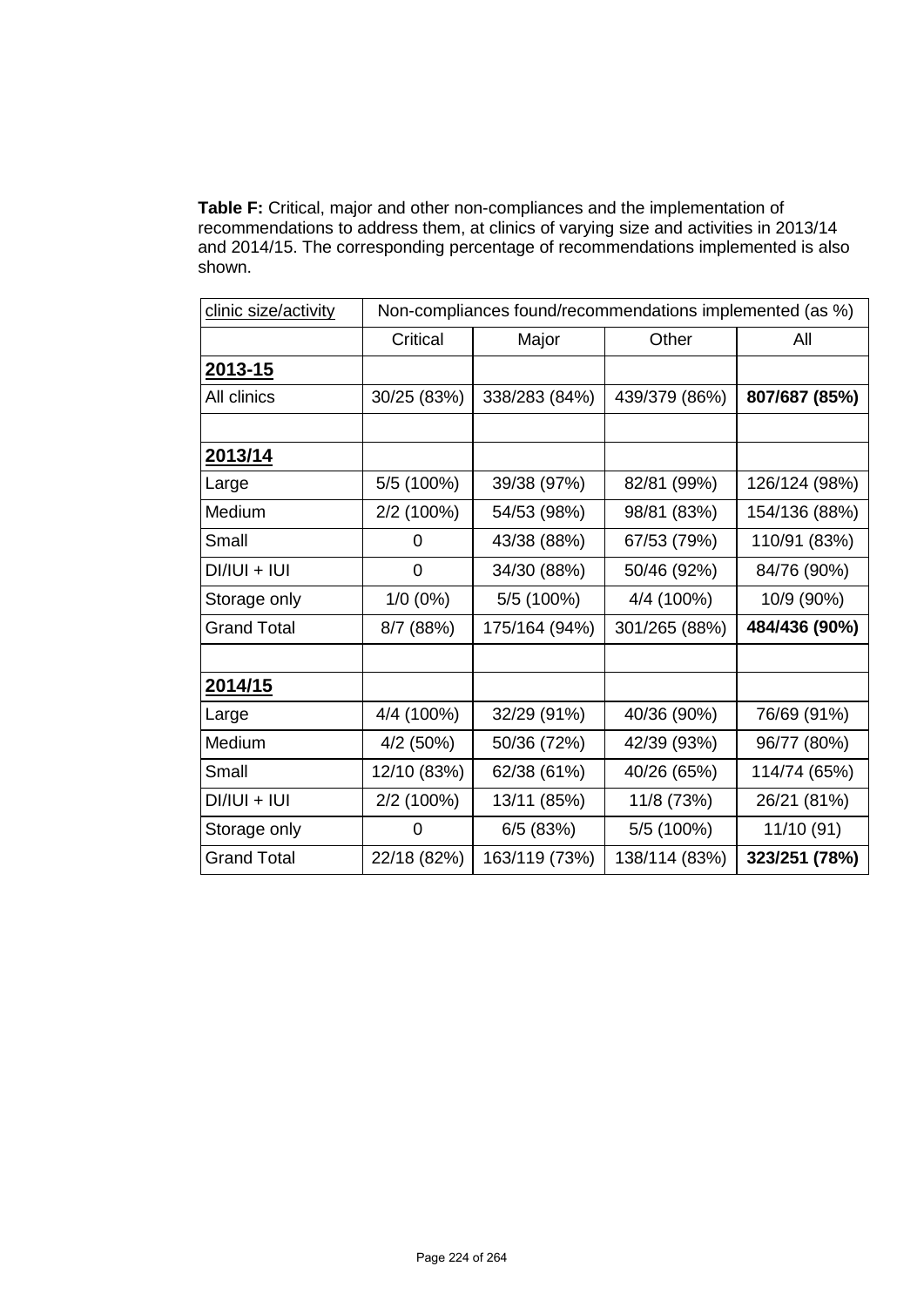**Table F:** Critical, major and other non-compliances and the implementation of recommendations to address them, at clinics of varying size and activities in 2013/14 and 2014/15. The corresponding percentage of recommendations implemented is also shown.

| clinic size/activity | Non-compliances found/recommendations implemented (as %) | | | |
|---|---|---|---|---|
| | Critical | Major | Other | All |
| **2013-15** | | | | |
| All clinics | 30/25 (83%) | 338/283 (84%) | 439/379 (86%) | **807/687 (85%)** |
| | | | | |
| **2013/14** | | | | |
| Large | 5/5 (100%) | 39/38 (97%) | 82/81 (99%) | 126/124 (98%) |
| Medium | 2/2 (100%) | 54/53 (98%) | 98/81 (83%) | 154/136 (88%) |
| Small | 0 | 43/38 (88%) | 67/53 (79%) | 110/91 (83%) |
| DI/IUI + IUI | 0 | 34/30 (88%) | 50/46 (92%) | 84/76 (90%) |
| Storage only | 1/0 (0%) | 5/5 (100%) | 4/4 (100%) | 10/9 (90%) |
| Grand Total | 8/7 (88%) | 175/164 (94%) | 301/265 (88%) | **484/436 (90%)** |
| | | | | |
| **2014/15** | | | | |
| Large | 4/4 (100%) | 32/29 (91%) | 40/36 (90%) | 76/69 (91%) |
| Medium | 4/2 (50%) | 50/36 (72%) | 42/39 (93%) | 96/77 (80%) |
| Small | 12/10 (83%) | 62/38 (61%) | 40/26 (65%) | 114/74 (65%) |
| DI/IUI + IUI | 2/2 (100%) | 13/11 (85%) | 11/8 (73%) | 26/21 (81%) |
| Storage only | 0 | 6/5 (83%) | 5/5 (100%) | 11/10 (91) |
| Grand Total | 22/18 (82%) | 163/119 (73%) | 138/114 (83%) | **323/251 (78%)** |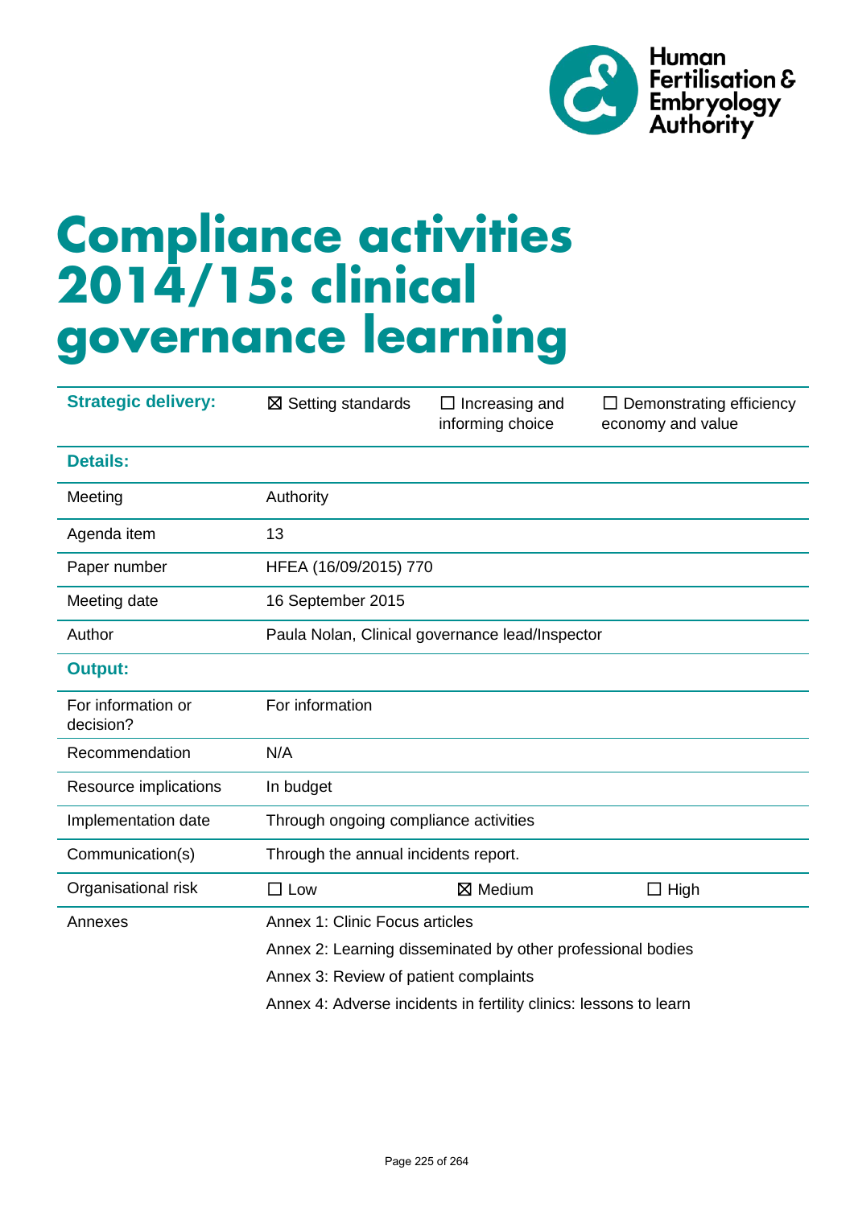# Compliance activities 2014/15: clinical governance learning

| | | | |
|---|---|---|---|
| **Strategic delivery:** | ☒ Setting standards | ☐ Increasing and informing choice | ☐ Demonstrating efficiency economy and value |
| **Details:** | | | |
| Meeting | Authority | | |
| Agenda item | 13 | | |
| Paper number | HFEA (16/09/2015) 770 | | |
| Meeting date | 16 September 2015 | | |
| Author | Paula Nolan, Clinical governance lead/Inspector | | |
| **Output:** | | | |
| For information or decision? | For information | | |
| Recommendation | N/A | | |
| Resource implications | In budget | | |
| Implementation date | Through ongoing compliance activities | | |
| Communication(s) | Through the annual incidents report. | | |
| Organisational risk | ☐ Low | ☒ Medium | ☐ High |
| Annexes | Annex 1: Clinic Focus articles<br>Annex 2: Learning disseminated by other professional bodies<br>Annex 3: Review of patient complaints<br>Annex 4: Adverse incidents in fertility clinics: lessons to learn | | |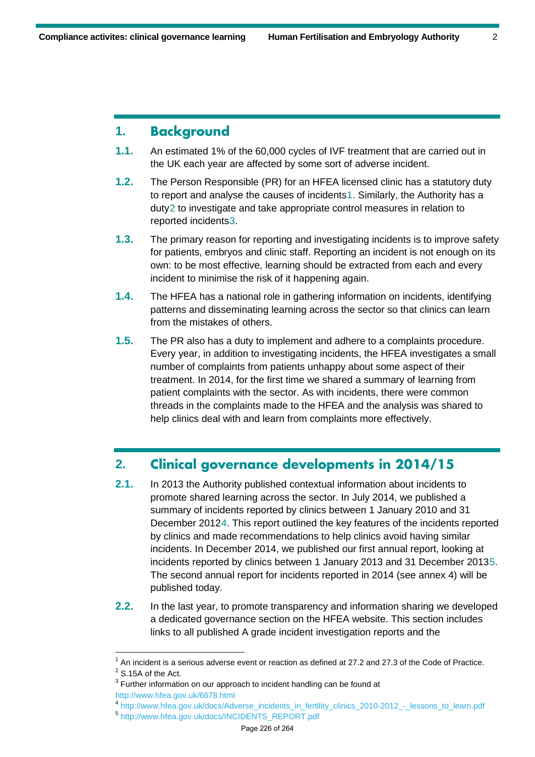## 1. Background

**1.1.** An estimated 1% of the 60,000 cycles of IVF treatment that are carried out in the UK each year are affected by some sort of adverse incident.

**1.2.** The Person Responsible (PR) for an HFEA licensed clinic has a statutory duty to report and analyse the causes of incidents[1]. Similarly, the Authority has a duty[2] to investigate and take appropriate control measures in relation to reported incidents[3].

**1.3.** The primary reason for reporting and investigating incidents is to improve safety for patients, embryos and clinic staff. Reporting an incident is not enough on its own: to be most effective, learning should be extracted from each and every incident to minimise the risk of it happening again.

**1.4.** The HFEA has a national role in gathering information on incidents, identifying patterns and disseminating learning across the sector so that clinics can learn from the mistakes of others.

**1.5.** The PR also has a duty to implement and adhere to a complaints procedure. Every year, in addition to investigating incidents, the HFEA investigates a small number of complaints from patients unhappy about some aspect of their treatment. In 2014, for the first time we shared a summary of learning from patient complaints with the sector. As with incidents, there were common threads in the complaints made to the HFEA and the analysis was shared to help clinics deal with and learn from complaints more effectively.

## 2. Clinical governance developments in 2014/15

**2.1.** In 2013 the Authority published contextual information about incidents to promote shared learning across the sector. In July 2014, we published a summary of incidents reported by clinics between 1 January 2010 and 31 December 2012[4]. This report outlined the key features of the incidents reported by clinics and made recommendations to help clinics avoid having similar incidents. In December 2014, we published our first annual report, looking at incidents reported by clinics between 1 January 2013 and 31 December 2013[5]. The second annual report for incidents reported in 2014 (see annex 4) will be published today.

**2.2.** In the last year, to promote transparency and information sharing we developed a dedicated governance section on the HFEA website. This section includes links to all published A grade incident investigation reports and the

---

[1] An incident is a serious adverse event or reaction as defined at 27.2 and 27.3 of the Code of Practice.

[2] S.15A of the Act.

[3] Further information on our approach to incident handling can be found at http://www.hfea.gov.uk/6678.html

[4] http://www.hfea.gov.uk/docs/Adverse_incidents_in_fertility_clinics_2010-2012_-_lessons_to_learn.pdf

[5] http://www.hfea.gov.uk/docs/INCIDENTS_REPORT.pdf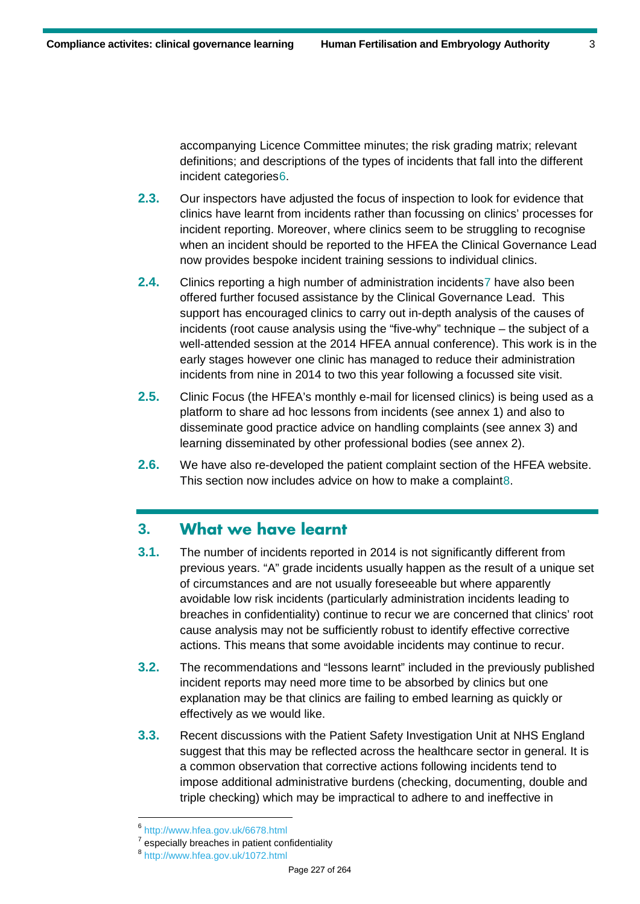accompanying Licence Committee minutes; the risk grading matrix; relevant definitions; and descriptions of the types of incidents that fall into the different incident categories[6].

**2.3.** Our inspectors have adjusted the focus of inspection to look for evidence that clinics have learnt from incidents rather than focussing on clinics' processes for incident reporting. Moreover, where clinics seem to be struggling to recognise when an incident should be reported to the HFEA the Clinical Governance Lead now provides bespoke incident training sessions to individual clinics.

**2.4.** Clinics reporting a high number of administration incidents[7] have also been offered further focused assistance by the Clinical Governance Lead. This support has encouraged clinics to carry out in-depth analysis of the causes of incidents (root cause analysis using the "five-why" technique – the subject of a well-attended session at the 2014 HFEA annual conference). This work is in the early stages however one clinic has managed to reduce their administration incidents from nine in 2014 to two this year following a focussed site visit.

**2.5.** Clinic Focus (the HFEA's monthly e-mail for licensed clinics) is being used as a platform to share ad hoc lessons from incidents (see annex 1) and also to disseminate good practice advice on handling complaints (see annex 3) and learning disseminated by other professional bodies (see annex 2).

**2.6.** We have also re-developed the patient complaint section of the HFEA website. This section now includes advice on how to make a complaint[8].

## 3. What we have learnt

**3.1.** The number of incidents reported in 2014 is not significantly different from previous years. "A" grade incidents usually happen as the result of a unique set of circumstances and are not usually foreseeable but where apparently avoidable low risk incidents (particularly administration incidents leading to breaches in confidentiality) continue to recur we are concerned that clinics' root cause analysis may not be sufficiently robust to identify effective corrective actions. This means that some avoidable incidents may continue to recur.

**3.2.** The recommendations and "lessons learnt" included in the previously published incident reports may need more time to be absorbed by clinics but one explanation may be that clinics are failing to embed learning as quickly or effectively as we would like.

**3.3.** Recent discussions with the Patient Safety Investigation Unit at NHS England suggest that this may be reflected across the healthcare sector in general. It is a common observation that corrective actions following incidents tend to impose additional administrative burdens (checking, documenting, double and triple checking) which may be impractical to adhere to and ineffective in

---

[6] http://www.hfea.gov.uk/6678.html

[7] especially breaches in patient confidentiality

[8] http://www.hfea.gov.uk/1072.html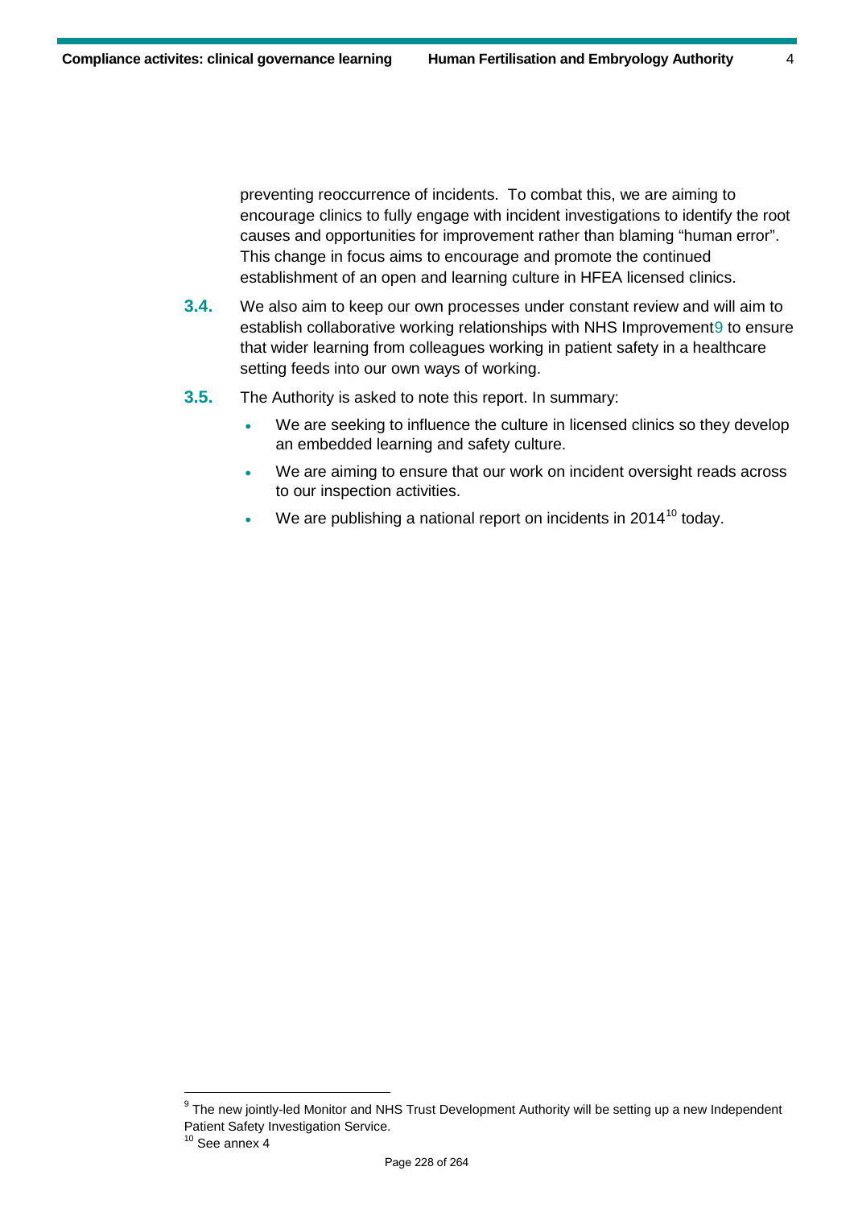preventing reoccurrence of incidents. To combat this, we are aiming to encourage clinics to fully engage with incident investigations to identify the root causes and opportunities for improvement rather than blaming "human error". This change in focus aims to encourage and promote the continued establishment of an open and learning culture in HFEA licensed clinics.

**3.4.** We also aim to keep our own processes under constant review and will aim to establish collaborative working relationships with NHS Improvement[9] to ensure that wider learning from colleagues working in patient safety in a healthcare setting feeds into our own ways of working.

**3.5.** The Authority is asked to note this report. In summary:

- We are seeking to influence the culture in licensed clinics so they develop an embedded learning and safety culture.
- We are aiming to ensure that our work on incident oversight reads across to our inspection activities.
- We are publishing a national report on incidents in 2014[10] today.

---

[9] The new jointly-led Monitor and NHS Trust Development Authority will be setting up a new Independent Patient Safety Investigation Service.

[10] See annex 4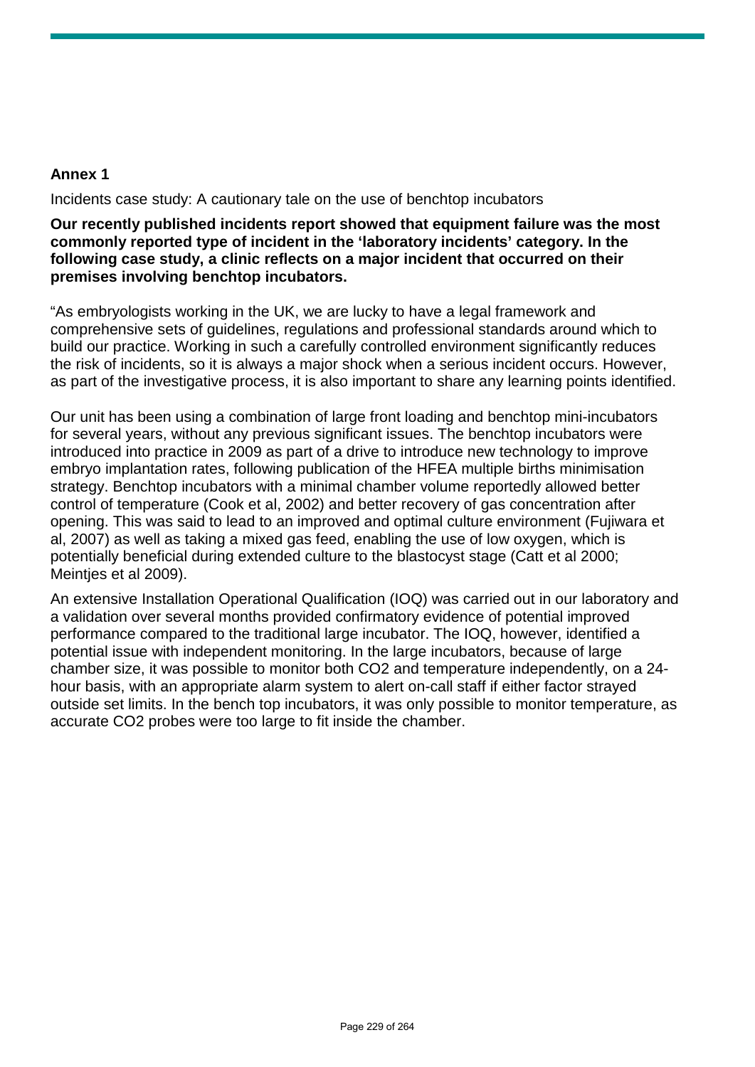## Annex 1

Incidents case study: A cautionary tale on the use of benchtop incubators

**Our recently published incidents report showed that equipment failure was the most commonly reported type of incident in the 'laboratory incidents' category. In the following case study, a clinic reflects on a major incident that occurred on their premises involving benchtop incubators.**

"As embryologists working in the UK, we are lucky to have a legal framework and comprehensive sets of guidelines, regulations and professional standards around which to build our practice. Working in such a carefully controlled environment significantly reduces the risk of incidents, so it is always a major shock when a serious incident occurs. However, as part of the investigative process, it is also important to share any learning points identified.

Our unit has been using a combination of large front loading and benchtop mini-incubators for several years, without any previous significant issues. The benchtop incubators were introduced into practice in 2009 as part of a drive to introduce new technology to improve embryo implantation rates, following publication of the HFEA multiple births minimisation strategy. Benchtop incubators with a minimal chamber volume reportedly allowed better control of temperature (Cook et al, 2002) and better recovery of gas concentration after opening. This was said to lead to an improved and optimal culture environment (Fujiwara et al, 2007) as well as taking a mixed gas feed, enabling the use of low oxygen, which is potentially beneficial during extended culture to the blastocyst stage (Catt et al 2000; Meintjes et al 2009).

An extensive Installation Operational Qualification (IOQ) was carried out in our laboratory and a validation over several months provided confirmatory evidence of potential improved performance compared to the traditional large incubator. The IOQ, however, identified a potential issue with independent monitoring. In the large incubators, because of large chamber size, it was possible to monitor both $CO_2$ and temperature independently, on a 24-hour basis, with an appropriate alarm system to alert on-call staff if either factor strayed outside set limits. In the bench top incubators, it was only possible to monitor temperature, as accurate $CO_2$ probes were too large to fit inside the chamber.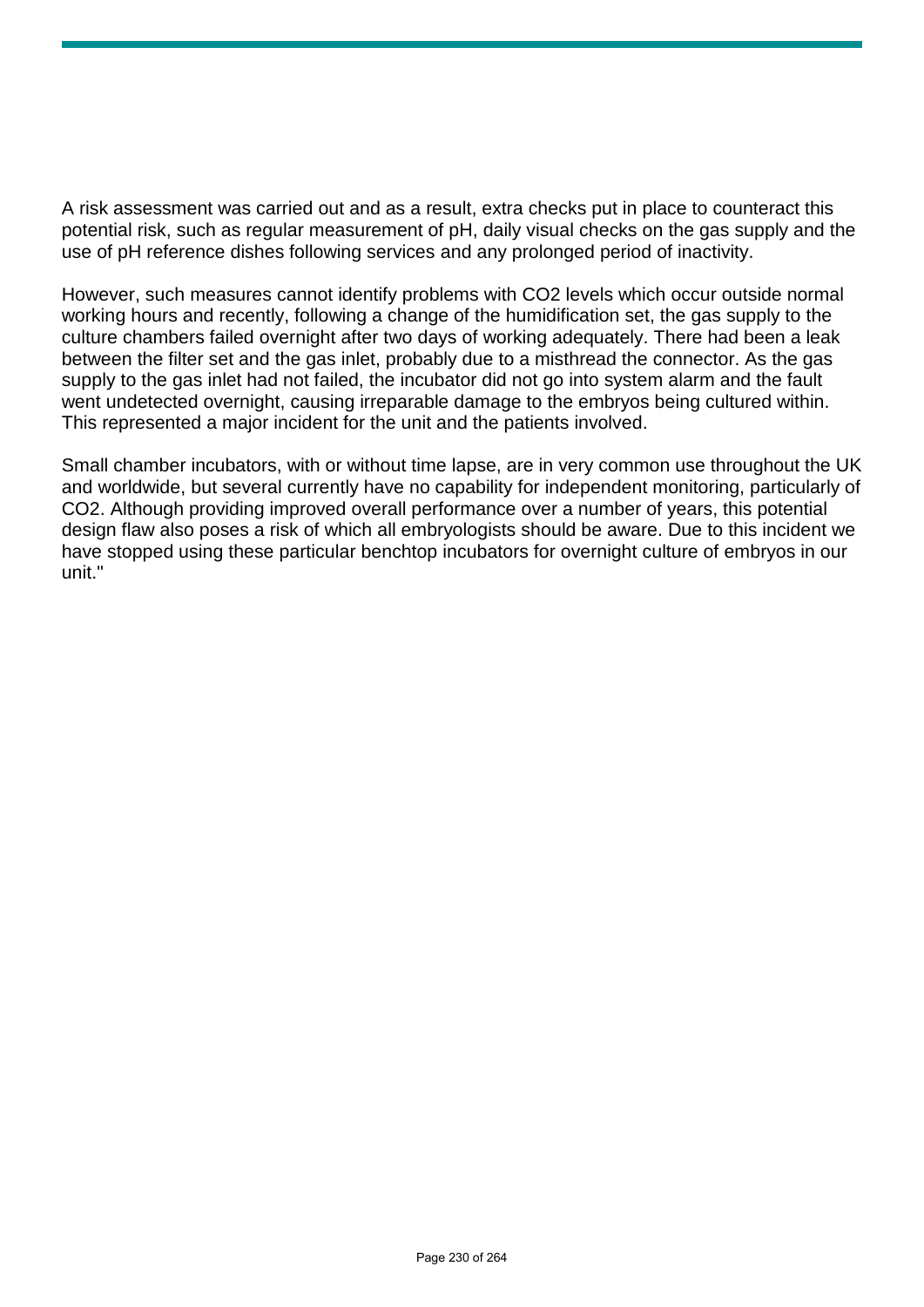A risk assessment was carried out and as a result, extra checks put in place to counteract this potential risk, such as regular measurement of pH, daily visual checks on the gas supply and the use of pH reference dishes following services and any prolonged period of inactivity.

However, such measures cannot identify problems with $CO_2$ levels which occur outside normal working hours and recently, following a change of the humidification set, the gas supply to the culture chambers failed overnight after two days of working adequately. There had been a leak between the filter set and the gas inlet, probably due to a misthread the connector. As the gas supply to the gas inlet had not failed, the incubator did not go into system alarm and the fault went undetected overnight, causing irreparable damage to the embryos being cultured within. This represented a major incident for the unit and the patients involved.

Small chamber incubators, with or without time lapse, are in very common use throughout the UK and worldwide, but several currently have no capability for independent monitoring, particularly of $CO_2$. Although providing improved overall performance over a number of years, this potential design flaw also poses a risk of which all embryologists should be aware. Due to this incident we have stopped using these particular benchtop incubators for overnight culture of embryos in our unit."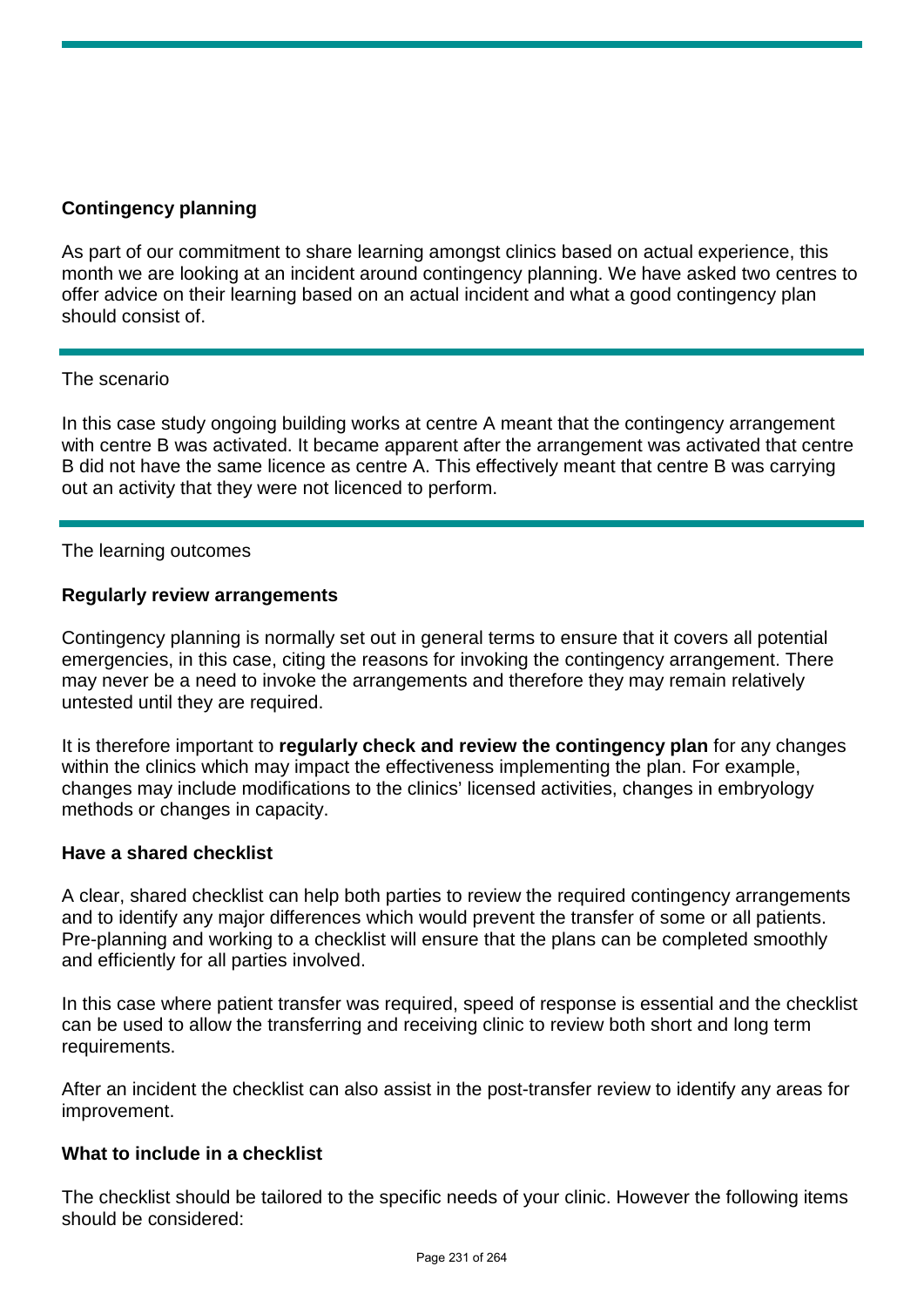## Contingency planning

As part of our commitment to share learning amongst clinics based on actual experience, this month we are looking at an incident around contingency planning. We have asked two centres to offer advice on their learning based on an actual incident and what a good contingency plan should consist of.

The scenario

In this case study ongoing building works at centre A meant that the contingency arrangement with centre B was activated. It became apparent after the arrangement was activated that centre B did not have the same licence as centre A. This effectively meant that centre B was carrying out an activity that they were not licenced to perform.

The learning outcomes

### Regularly review arrangements

Contingency planning is normally set out in general terms to ensure that it covers all potential emergencies, in this case, citing the reasons for invoking the contingency arrangement. There may never be a need to invoke the arrangements and therefore they may remain relatively untested until they are required.

It is therefore important to **regularly check and review the contingency plan** for any changes within the clinics which may impact the effectiveness implementing the plan. For example, changes may include modifications to the clinics' licensed activities, changes in embryology methods or changes in capacity.

### Have a shared checklist

A clear, shared checklist can help both parties to review the required contingency arrangements and to identify any major differences which would prevent the transfer of some or all patients. Pre-planning and working to a checklist will ensure that the plans can be completed smoothly and efficiently for all parties involved.

In this case where patient transfer was required, speed of response is essential and the checklist can be used to allow the transferring and receiving clinic to review both short and long term requirements.

After an incident the checklist can also assist in the post-transfer review to identify any areas for improvement.

### What to include in a checklist

The checklist should be tailored to the specific needs of your clinic. However the following items should be considered: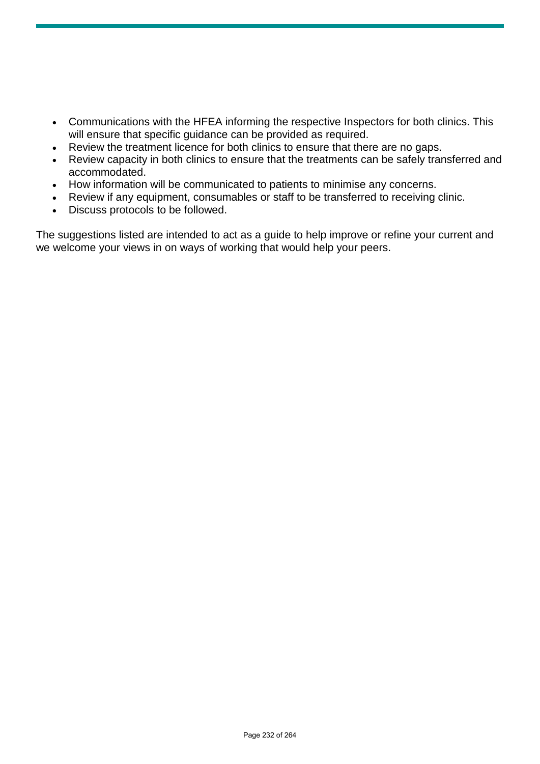- Communications with the HFEA informing the respective Inspectors for both clinics. This will ensure that specific guidance can be provided as required.
- Review the treatment licence for both clinics to ensure that there are no gaps.
- Review capacity in both clinics to ensure that the treatments can be safely transferred and accommodated.
- How information will be communicated to patients to minimise any concerns.
- Review if any equipment, consumables or staff to be transferred to receiving clinic.
- Discuss protocols to be followed.

The suggestions listed are intended to act as a guide to help improve or refine your current and we welcome your views in on ways of working that would help your peers.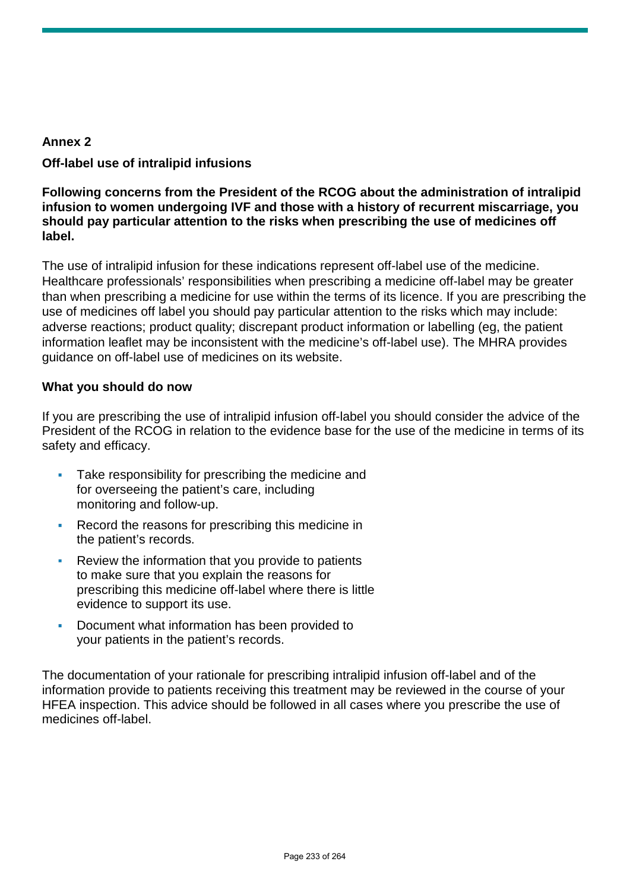## Annex 2

### Off-label use of intralipid infusions

**Following concerns from the President of the RCOG about the administration of intralipid infusion to women undergoing IVF and those with a history of recurrent miscarriage, you should pay particular attention to the risks when prescribing the use of medicines off label.**

The use of intralipid infusion for these indications represent off-label use of the medicine. Healthcare professionals' responsibilities when prescribing a medicine off-label may be greater than when prescribing a medicine for use within the terms of its licence. If you are prescribing the use of medicines off label you should pay particular attention to the risks which may include: adverse reactions; product quality; discrepant product information or labelling (eg, the patient information leaflet may be inconsistent with the medicine's off-label use). The MHRA provides guidance on off-label use of medicines on its website.

### What you should do now

If you are prescribing the use of intralipid infusion off-label you should consider the advice of the President of the RCOG in relation to the evidence base for the use of the medicine in terms of its safety and efficacy.

- Take responsibility for prescribing the medicine and for overseeing the patient's care, including monitoring and follow-up.
- Record the reasons for prescribing this medicine in the patient's records.
- Review the information that you provide to patients to make sure that you explain the reasons for prescribing this medicine off-label where there is little evidence to support its use.
- Document what information has been provided to your patients in the patient's records.

The documentation of your rationale for prescribing intralipid infusion off-label and of the information provide to patients receiving this treatment may be reviewed in the course of your HFEA inspection. This advice should be followed in all cases where you prescribe the use of medicines off-label.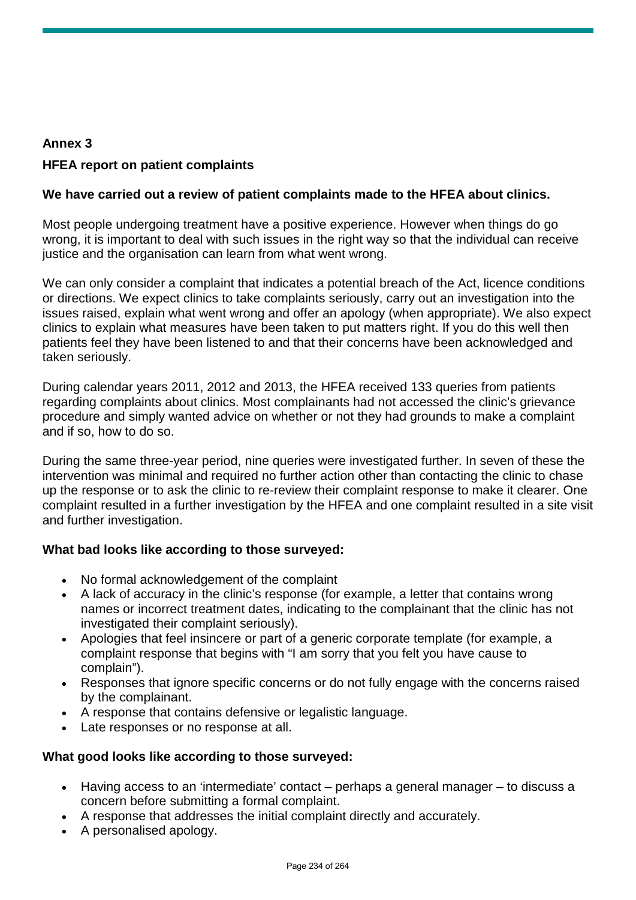## Annex 3

### HFEA report on patient complaints

**We have carried out a review of patient complaints made to the HFEA about clinics.**

Most people undergoing treatment have a positive experience. However when things do go wrong, it is important to deal with such issues in the right way so that the individual can receive justice and the organisation can learn from what went wrong.

We can only consider a complaint that indicates a potential breach of the Act, licence conditions or directions. We expect clinics to take complaints seriously, carry out an investigation into the issues raised, explain what went wrong and offer an apology (when appropriate). We also expect clinics to explain what measures have been taken to put matters right. If you do this well then patients feel they have been listened to and that their concerns have been acknowledged and taken seriously.

During calendar years 2011, 2012 and 2013, the HFEA received 133 queries from patients regarding complaints about clinics. Most complainants had not accessed the clinic's grievance procedure and simply wanted advice on whether or not they had grounds to make a complaint and if so, how to do so.

During the same three-year period, nine queries were investigated further. In seven of these the intervention was minimal and required no further action other than contacting the clinic to chase up the response or to ask the clinic to re-review their complaint response to make it clearer. One complaint resulted in a further investigation by the HFEA and one complaint resulted in a site visit and further investigation.

**What bad looks like according to those surveyed:**

- No formal acknowledgement of the complaint
- A lack of accuracy in the clinic's response (for example, a letter that contains wrong names or incorrect treatment dates, indicating to the complainant that the clinic has not investigated their complaint seriously).
- Apologies that feel insincere or part of a generic corporate template (for example, a complaint response that begins with "I am sorry that you felt you have cause to complain").
- Responses that ignore specific concerns or do not fully engage with the concerns raised by the complainant.
- A response that contains defensive or legalistic language.
- Late responses or no response at all.

**What good looks like according to those surveyed:**

- Having access to an 'intermediate' contact – perhaps a general manager – to discuss a concern before submitting a formal complaint.
- A response that addresses the initial complaint directly and accurately.
- A personalised apology.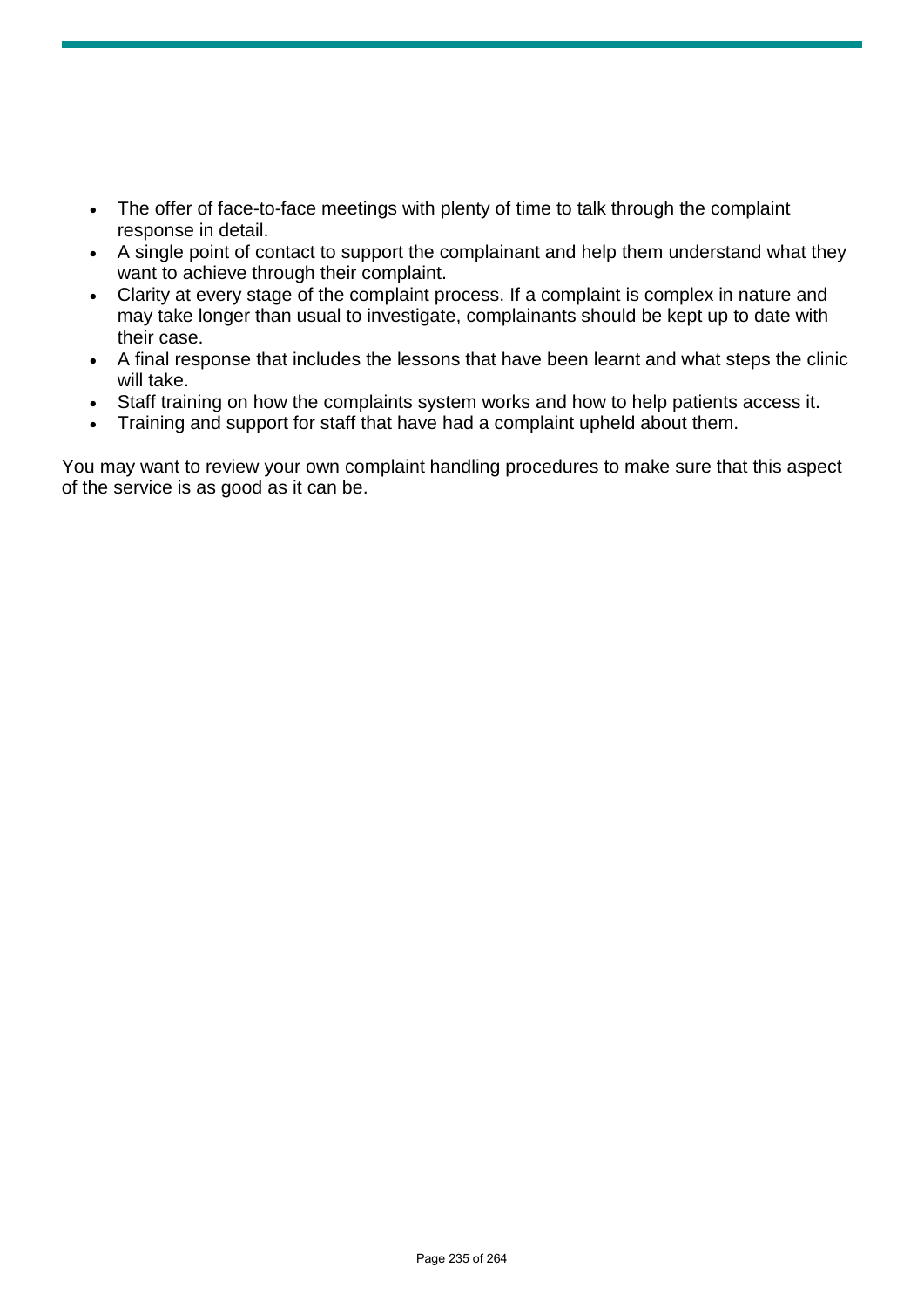- The offer of face-to-face meetings with plenty of time to talk through the complaint response in detail.
- A single point of contact to support the complainant and help them understand what they want to achieve through their complaint.
- Clarity at every stage of the complaint process. If a complaint is complex in nature and may take longer than usual to investigate, complainants should be kept up to date with their case.
- A final response that includes the lessons that have been learnt and what steps the clinic will take.
- Staff training on how the complaints system works and how to help patients access it.
- Training and support for staff that have had a complaint upheld about them.

You may want to review your own complaint handling procedures to make sure that this aspect of the service is as good as it can be.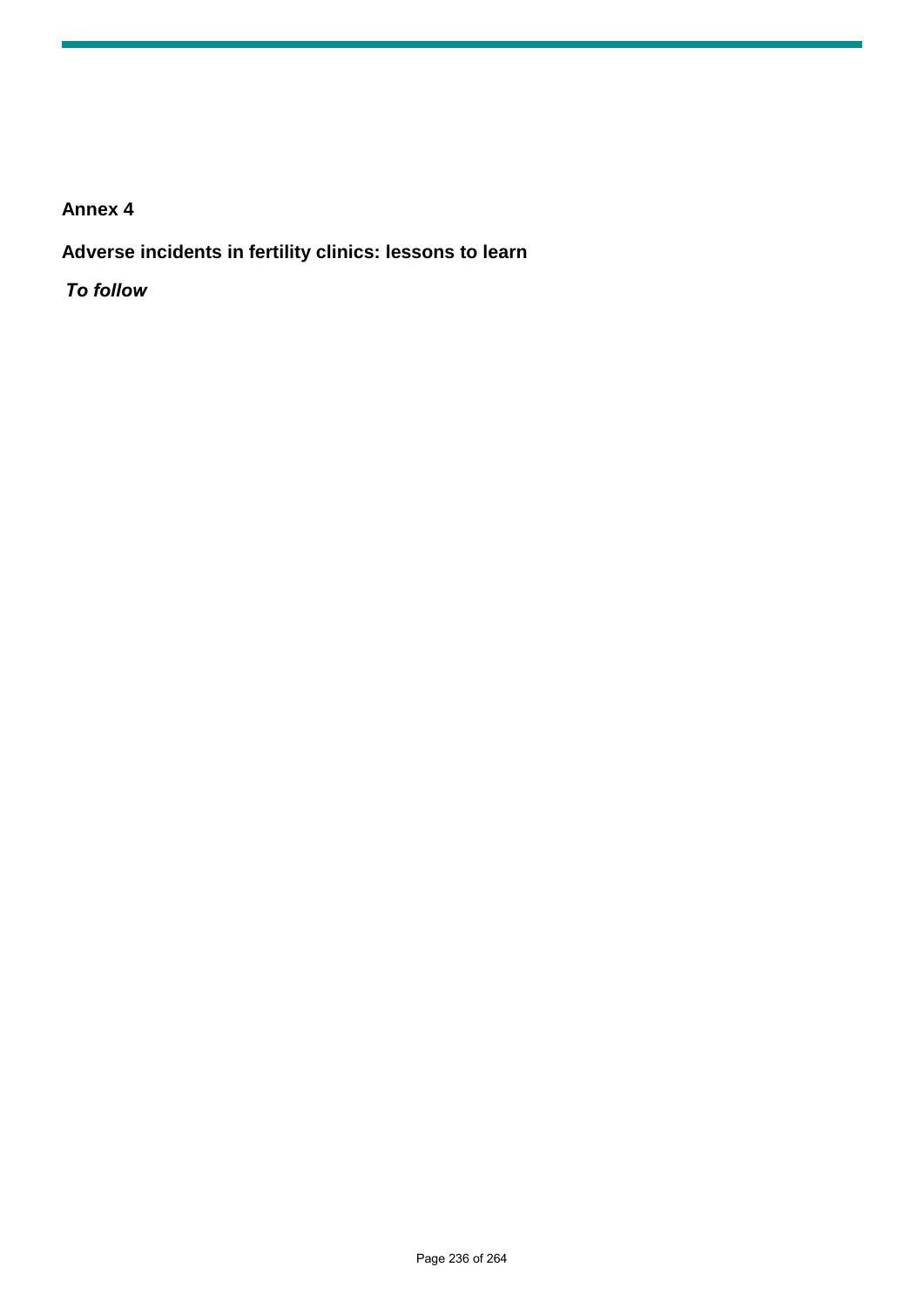## Annex 4

## Adverse incidents in fertility clinics: lessons to learn

***To follow***